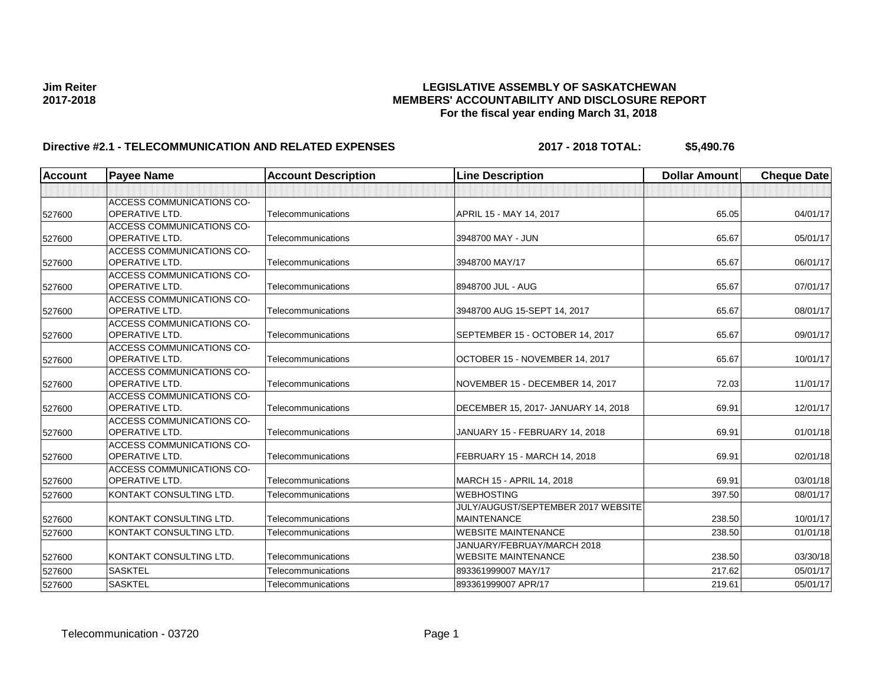**Jim Reiter**
**2017-2018**

# LEGISLATIVE ASSEMBLY OF SASKATCHEWAN
## MEMBERS' ACCOUNTABILITY AND DISCLOSURE REPORT
### For the fiscal year ending March 31, 2018

**Directive #2.1 - TELECOMMUNICATION AND RELATED EXPENSES** **2017 - 2018 TOTAL: $5,490.76**

| Account | Payee Name | Account Description | Line Description | Dollar Amount | Cheque Date |
|---|---|---|---|---|---|
| | | | | | |
| 527600 | ACCESS COMMUNICATIONS CO-OPERATIVE LTD. | Telecommunications | APRIL 15 - MAY 14, 2017 | 65.05 | 04/01/17 |
| 527600 | ACCESS COMMUNICATIONS CO-OPERATIVE LTD. | Telecommunications | 3948700 MAY - JUN | 65.67 | 05/01/17 |
| 527600 | ACCESS COMMUNICATIONS CO-OPERATIVE LTD. | Telecommunications | 3948700 MAY/17 | 65.67 | 06/01/17 |
| 527600 | ACCESS COMMUNICATIONS CO-OPERATIVE LTD. | Telecommunications | 8948700 JUL - AUG | 65.67 | 07/01/17 |
| 527600 | ACCESS COMMUNICATIONS CO-OPERATIVE LTD. | Telecommunications | 3948700 AUG 15-SEPT 14, 2017 | 65.67 | 08/01/17 |
| 527600 | ACCESS COMMUNICATIONS CO-OPERATIVE LTD. | Telecommunications | SEPTEMBER 15 - OCTOBER 14, 2017 | 65.67 | 09/01/17 |
| 527600 | ACCESS COMMUNICATIONS CO-OPERATIVE LTD. | Telecommunications | OCTOBER 15 - NOVEMBER 14, 2017 | 65.67 | 10/01/17 |
| 527600 | ACCESS COMMUNICATIONS CO-OPERATIVE LTD. | Telecommunications | NOVEMBER 15 - DECEMBER 14, 2017 | 72.03 | 11/01/17 |
| 527600 | ACCESS COMMUNICATIONS CO-OPERATIVE LTD. | Telecommunications | DECEMBER 15, 2017- JANUARY 14, 2018 | 69.91 | 12/01/17 |
| 527600 | ACCESS COMMUNICATIONS CO-OPERATIVE LTD. | Telecommunications | JANUARY 15 - FEBRUARY 14, 2018 | 69.91 | 01/01/18 |
| 527600 | ACCESS COMMUNICATIONS CO-OPERATIVE LTD. | Telecommunications | FEBRUARY 15 - MARCH 14, 2018 | 69.91 | 02/01/18 |
| 527600 | ACCESS COMMUNICATIONS CO-OPERATIVE LTD. | Telecommunications | MARCH 15 - APRIL 14, 2018 | 69.91 | 03/01/18 |
| 527600 | KONTAKT CONSULTING LTD. | Telecommunications | WEBHOSTING | 397.50 | 08/01/17 |
| 527600 | KONTAKT CONSULTING LTD. | Telecommunications | JULY/AUGUST/SEPTEMBER 2017 WEBSITE MAINTENANCE | 238.50 | 10/01/17 |
| 527600 | KONTAKT CONSULTING LTD. | Telecommunications | WEBSITE MAINTENANCE | 238.50 | 01/01/18 |
| 527600 | KONTAKT CONSULTING LTD. | Telecommunications | JANUARY/FEBRUAY/MARCH 2018 WEBSITE MAINTENANCE | 238.50 | 03/30/18 |
| 527600 | SASKTEL | Telecommunications | 893361999007 MAY/17 | 217.62 | 05/01/17 |
| 527600 | SASKTEL | Telecommunications | 893361999007 APR/17 | 219.61 | 05/01/17 |

Telecommunication - 03720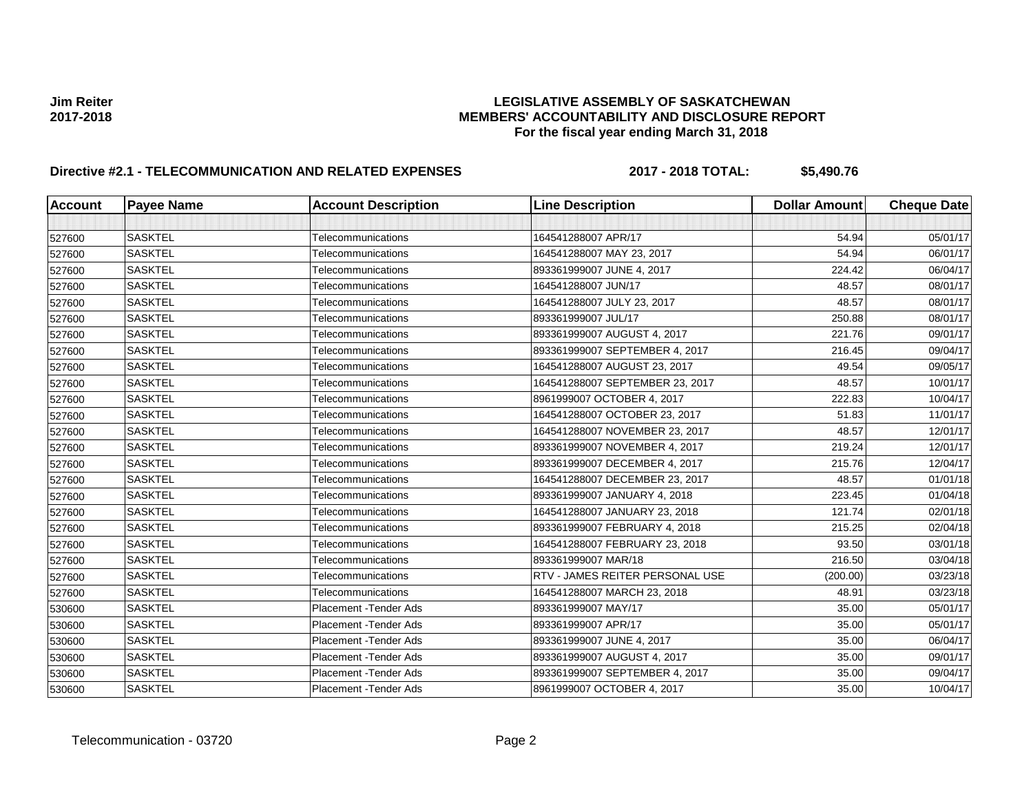**Jim Reiter**
**2017-2018**

# LEGISLATIVE ASSEMBLY OF SASKATCHEWAN
## MEMBERS' ACCOUNTABILITY AND DISCLOSURE REPORT
### For the fiscal year ending March 31, 2018

**Directive #2.1 - TELECOMMUNICATION AND RELATED EXPENSES** **2017 - 2018 TOTAL: $5,490.76**

| Account | Payee Name | Account Description | Line Description | Dollar Amount | Cheque Date |
|---|---|---|---|---|---|
| | | | | | |
| 527600 | SASKTEL | Telecommunications | 164541288007 APR/17 | 54.94 | 05/01/17 |
| 527600 | SASKTEL | Telecommunications | 164541288007 MAY 23, 2017 | 54.94 | 06/01/17 |
| 527600 | SASKTEL | Telecommunications | 893361999007 JUNE 4, 2017 | 224.42 | 06/04/17 |
| 527600 | SASKTEL | Telecommunications | 164541288007 JUN/17 | 48.57 | 08/01/17 |
| 527600 | SASKTEL | Telecommunications | 164541288007 JULY 23, 2017 | 48.57 | 08/01/17 |
| 527600 | SASKTEL | Telecommunications | 893361999007 JUL/17 | 250.88 | 08/01/17 |
| 527600 | SASKTEL | Telecommunications | 893361999007 AUGUST 4, 2017 | 221.76 | 09/01/17 |
| 527600 | SASKTEL | Telecommunications | 893361999007 SEPTEMBER 4, 2017 | 216.45 | 09/04/17 |
| 527600 | SASKTEL | Telecommunications | 164541288007 AUGUST 23, 2017 | 49.54 | 09/05/17 |
| 527600 | SASKTEL | Telecommunications | 164541288007 SEPTEMBER 23, 2017 | 48.57 | 10/01/17 |
| 527600 | SASKTEL | Telecommunications | 8961999007 OCTOBER 4, 2017 | 222.83 | 10/04/17 |
| 527600 | SASKTEL | Telecommunications | 164541288007 OCTOBER 23, 2017 | 51.83 | 11/01/17 |
| 527600 | SASKTEL | Telecommunications | 164541288007 NOVEMBER 23, 2017 | 48.57 | 12/01/17 |
| 527600 | SASKTEL | Telecommunications | 893361999007 NOVEMBER 4, 2017 | 219.24 | 12/01/17 |
| 527600 | SASKTEL | Telecommunications | 893361999007 DECEMBER 4, 2017 | 215.76 | 12/04/17 |
| 527600 | SASKTEL | Telecommunications | 164541288007 DECEMBER 23, 2017 | 48.57 | 01/01/18 |
| 527600 | SASKTEL | Telecommunications | 893361999007 JANUARY 4, 2018 | 223.45 | 01/04/18 |
| 527600 | SASKTEL | Telecommunications | 164541288007 JANUARY 23, 2018 | 121.74 | 02/01/18 |
| 527600 | SASKTEL | Telecommunications | 893361999007 FEBRUARY 4, 2018 | 215.25 | 02/04/18 |
| 527600 | SASKTEL | Telecommunications | 164541288007 FEBRUARY 23, 2018 | 93.50 | 03/01/18 |
| 527600 | SASKTEL | Telecommunications | 893361999007 MAR/18 | 216.50 | 03/04/18 |
| 527600 | SASKTEL | Telecommunications | RTV - JAMES REITER PERSONAL USE | (200.00) | 03/23/18 |
| 527600 | SASKTEL | Telecommunications | 164541288007 MARCH 23, 2018 | 48.91 | 03/23/18 |
| 530600 | SASKTEL | Placement -Tender Ads | 893361999007 MAY/17 | 35.00 | 05/01/17 |
| 530600 | SASKTEL | Placement -Tender Ads | 893361999007 APR/17 | 35.00 | 05/01/17 |
| 530600 | SASKTEL | Placement -Tender Ads | 893361999007 JUNE 4, 2017 | 35.00 | 06/04/17 |
| 530600 | SASKTEL | Placement -Tender Ads | 893361999007 AUGUST 4, 2017 | 35.00 | 09/01/17 |
| 530600 | SASKTEL | Placement -Tender Ads | 893361999007 SEPTEMBER 4, 2017 | 35.00 | 09/04/17 |
| 530600 | SASKTEL | Placement -Tender Ads | 8961999007 OCTOBER 4, 2017 | 35.00 | 10/04/17 |

Telecommunication - 03720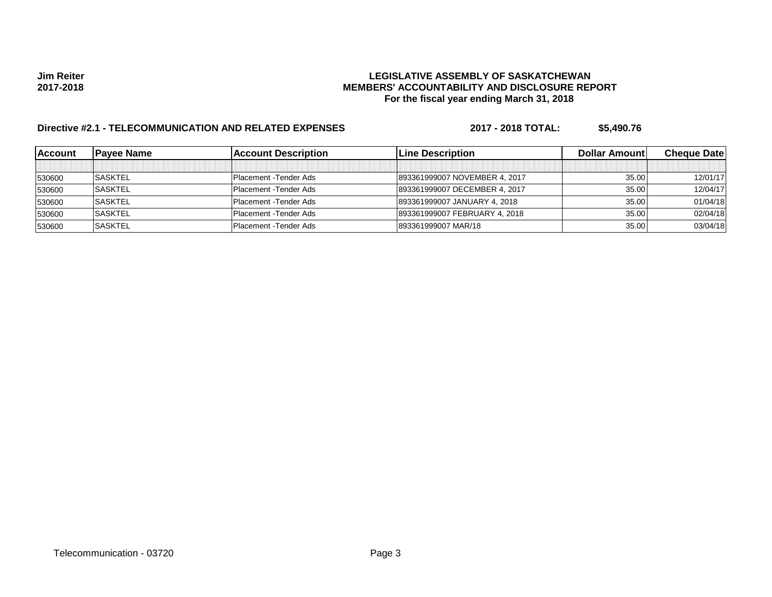**Jim Reiter**
**2017-2018**

**LEGISLATIVE ASSEMBLY OF SASKATCHEWAN**
**MEMBERS' ACCOUNTABILITY AND DISCLOSURE REPORT**
**For the fiscal year ending March 31, 2018**

**Directive #2.1 - TELECOMMUNICATION AND RELATED EXPENSES** **2017 - 2018 TOTAL: $5,490.76**

| Account | Payee Name | Account Description | Line Description | Dollar Amount | Cheque Date |
|---|---|---|---|---|---|
| | | | | | |
| 530600 | SASKTEL | Placement -Tender Ads | 893361999007 NOVEMBER 4, 2017 | 35.00 | 12/01/17 |
| 530600 | SASKTEL | Placement -Tender Ads | 893361999007 DECEMBER 4, 2017 | 35.00 | 12/04/17 |
| 530600 | SASKTEL | Placement -Tender Ads | 893361999007 JANUARY 4, 2018 | 35.00 | 01/04/18 |
| 530600 | SASKTEL | Placement -Tender Ads | 893361999007 FEBRUARY 4, 2018 | 35.00 | 02/04/18 |
| 530600 | SASKTEL | Placement -Tender Ads | 893361999007 MAR/18 | 35.00 | 03/04/18 |

Telecommunication - 03720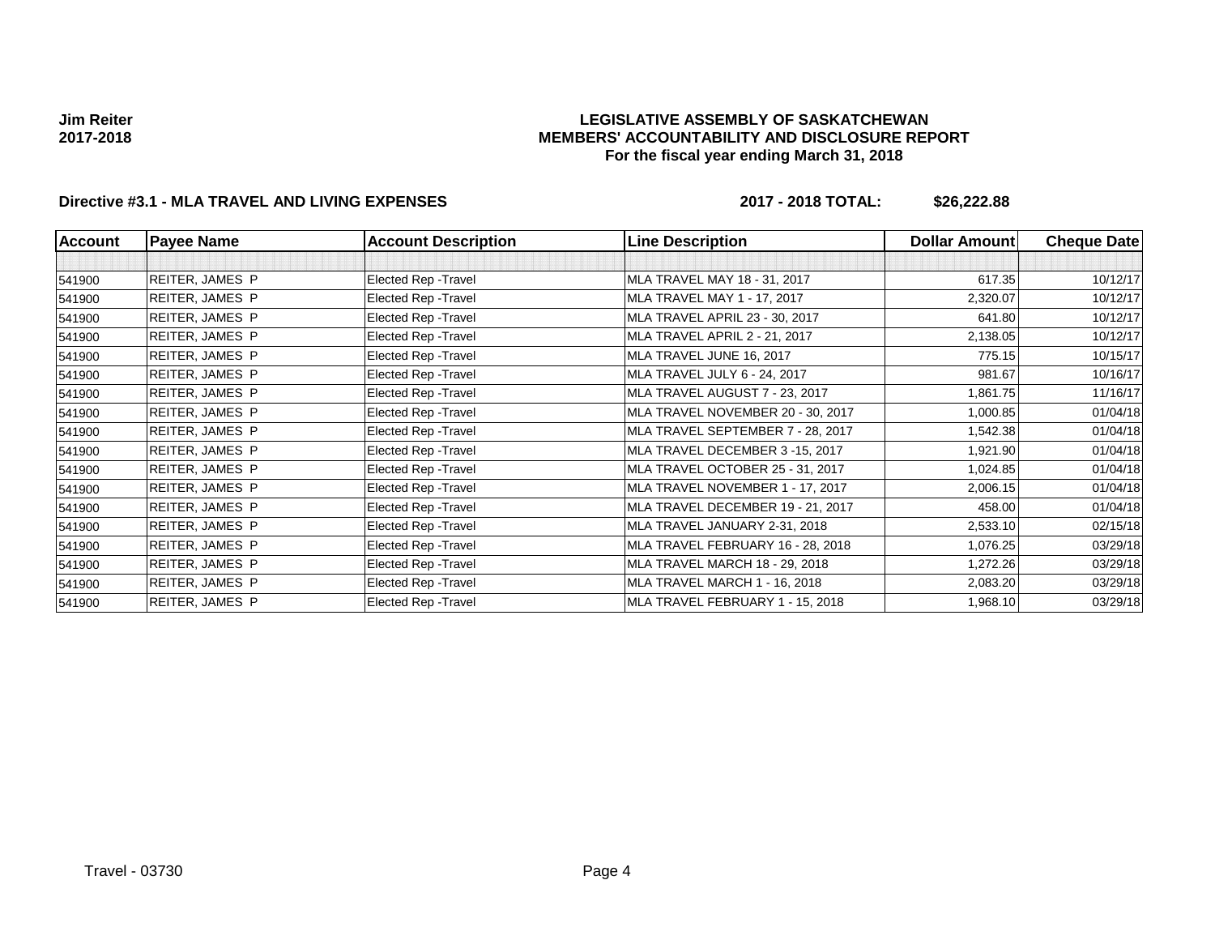**Jim Reiter**
**2017-2018**

# LEGISLATIVE ASSEMBLY OF SASKATCHEWAN
## MEMBERS' ACCOUNTABILITY AND DISCLOSURE REPORT
### For the fiscal year ending March 31, 2018

**Directive #3.1 - MLA TRAVEL AND LIVING EXPENSES** **2017 - 2018 TOTAL: $26,222.88**

| Account | Payee Name | Account Description | Line Description | Dollar Amount | Cheque Date |
|---|---|---|---|---|---|
| | | | | | |
| 541900 | REITER, JAMES P | Elected Rep -Travel | MLA TRAVEL MAY 18 - 31, 2017 | 617.35 | 10/12/17 |
| 541900 | REITER, JAMES P | Elected Rep -Travel | MLA TRAVEL MAY 1 - 17, 2017 | 2,320.07 | 10/12/17 |
| 541900 | REITER, JAMES P | Elected Rep -Travel | MLA TRAVEL APRIL 23 - 30, 2017 | 641.80 | 10/12/17 |
| 541900 | REITER, JAMES P | Elected Rep -Travel | MLA TRAVEL APRIL 2 - 21, 2017 | 2,138.05 | 10/12/17 |
| 541900 | REITER, JAMES P | Elected Rep -Travel | MLA TRAVEL JUNE 16, 2017 | 775.15 | 10/15/17 |
| 541900 | REITER, JAMES P | Elected Rep -Travel | MLA TRAVEL JULY 6 - 24, 2017 | 981.67 | 10/16/17 |
| 541900 | REITER, JAMES P | Elected Rep -Travel | MLA TRAVEL AUGUST 7 - 23, 2017 | 1,861.75 | 11/16/17 |
| 541900 | REITER, JAMES P | Elected Rep -Travel | MLA TRAVEL NOVEMBER 20 - 30, 2017 | 1,000.85 | 01/04/18 |
| 541900 | REITER, JAMES P | Elected Rep -Travel | MLA TRAVEL SEPTEMBER 7 - 28, 2017 | 1,542.38 | 01/04/18 |
| 541900 | REITER, JAMES P | Elected Rep -Travel | MLA TRAVEL DECEMBER 3 -15, 2017 | 1,921.90 | 01/04/18 |
| 541900 | REITER, JAMES P | Elected Rep -Travel | MLA TRAVEL OCTOBER 25 - 31, 2017 | 1,024.85 | 01/04/18 |
| 541900 | REITER, JAMES P | Elected Rep -Travel | MLA TRAVEL NOVEMBER 1 - 17, 2017 | 2,006.15 | 01/04/18 |
| 541900 | REITER, JAMES P | Elected Rep -Travel | MLA TRAVEL DECEMBER 19 - 21, 2017 | 458.00 | 01/04/18 |
| 541900 | REITER, JAMES P | Elected Rep -Travel | MLA TRAVEL JANUARY 2-31, 2018 | 2,533.10 | 02/15/18 |
| 541900 | REITER, JAMES P | Elected Rep -Travel | MLA TRAVEL FEBRUARY 16 - 28, 2018 | 1,076.25 | 03/29/18 |
| 541900 | REITER, JAMES P | Elected Rep -Travel | MLA TRAVEL MARCH 18 - 29, 2018 | 1,272.26 | 03/29/18 |
| 541900 | REITER, JAMES P | Elected Rep -Travel | MLA TRAVEL MARCH 1 - 16, 2018 | 2,083.20 | 03/29/18 |
| 541900 | REITER, JAMES P | Elected Rep -Travel | MLA TRAVEL FEBRUARY 1 - 15, 2018 | 1,968.10 | 03/29/18 |

Travel - 03730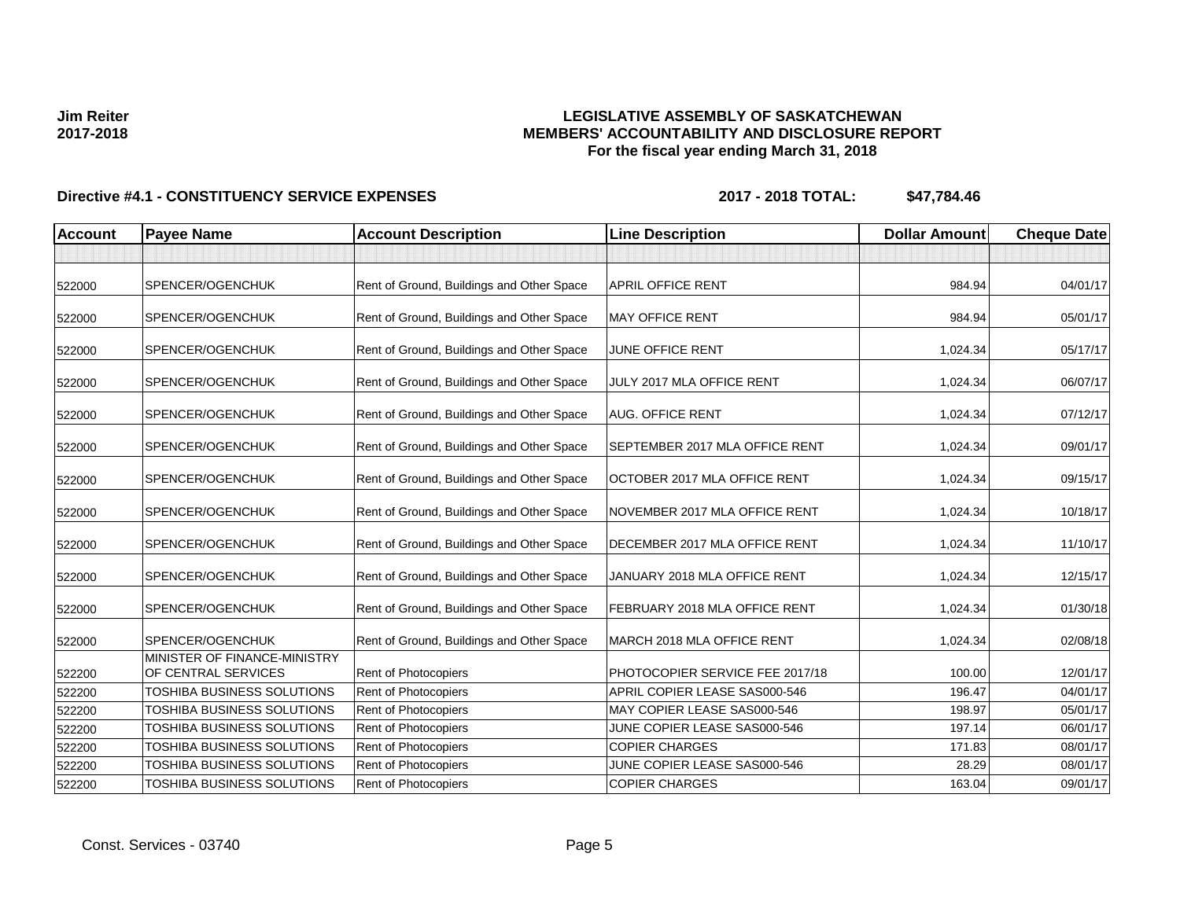**Jim Reiter**
**2017-2018**

# LEGISLATIVE ASSEMBLY OF SASKATCHEWAN
## MEMBERS' ACCOUNTABILITY AND DISCLOSURE REPORT
### For the fiscal year ending March 31, 2018

**Directive #4.1 - CONSTITUENCY SERVICE EXPENSES** **2017 - 2018 TOTAL: $47,784.46**

| Account | Payee Name | Account Description | Line Description | Dollar Amount | Cheque Date |
|---|---|---|---|---|---|
| | | | | | |
| 522000 | SPENCER/OGENCHUK | Rent of Ground, Buildings and Other Space | APRIL OFFICE RENT | 984.94 | 04/01/17 |
| 522000 | SPENCER/OGENCHUK | Rent of Ground, Buildings and Other Space | MAY OFFICE RENT | 984.94 | 05/01/17 |
| 522000 | SPENCER/OGENCHUK | Rent of Ground, Buildings and Other Space | JUNE OFFICE RENT | 1,024.34 | 05/17/17 |
| 522000 | SPENCER/OGENCHUK | Rent of Ground, Buildings and Other Space | JULY 2017 MLA OFFICE RENT | 1,024.34 | 06/07/17 |
| 522000 | SPENCER/OGENCHUK | Rent of Ground, Buildings and Other Space | AUG. OFFICE RENT | 1,024.34 | 07/12/17 |
| 522000 | SPENCER/OGENCHUK | Rent of Ground, Buildings and Other Space | SEPTEMBER 2017 MLA OFFICE RENT | 1,024.34 | 09/01/17 |
| 522000 | SPENCER/OGENCHUK | Rent of Ground, Buildings and Other Space | OCTOBER 2017 MLA OFFICE RENT | 1,024.34 | 09/15/17 |
| 522000 | SPENCER/OGENCHUK | Rent of Ground, Buildings and Other Space | NOVEMBER 2017 MLA OFFICE RENT | 1,024.34 | 10/18/17 |
| 522000 | SPENCER/OGENCHUK | Rent of Ground, Buildings and Other Space | DECEMBER 2017 MLA OFFICE RENT | 1,024.34 | 11/10/17 |
| 522000 | SPENCER/OGENCHUK | Rent of Ground, Buildings and Other Space | JANUARY 2018 MLA OFFICE RENT | 1,024.34 | 12/15/17 |
| 522000 | SPENCER/OGENCHUK | Rent of Ground, Buildings and Other Space | FEBRUARY 2018 MLA OFFICE RENT | 1,024.34 | 01/30/18 |
| 522000 | SPENCER/OGENCHUK | Rent of Ground, Buildings and Other Space | MARCH 2018 MLA OFFICE RENT | 1,024.34 | 02/08/18 |
| 522200 | MINISTER OF FINANCE-MINISTRY OF CENTRAL SERVICES | Rent of Photocopiers | PHOTOCOPIER SERVICE FEE 2017/18 | 100.00 | 12/01/17 |
| 522200 | TOSHIBA BUSINESS SOLUTIONS | Rent of Photocopiers | APRIL COPIER LEASE SAS000-546 | 196.47 | 04/01/17 |
| 522200 | TOSHIBA BUSINESS SOLUTIONS | Rent of Photocopiers | MAY COPIER LEASE SAS000-546 | 198.97 | 05/01/17 |
| 522200 | TOSHIBA BUSINESS SOLUTIONS | Rent of Photocopiers | JUNE COPIER LEASE SAS000-546 | 197.14 | 06/01/17 |
| 522200 | TOSHIBA BUSINESS SOLUTIONS | Rent of Photocopiers | COPIER CHARGES | 171.83 | 08/01/17 |
| 522200 | TOSHIBA BUSINESS SOLUTIONS | Rent of Photocopiers | JUNE COPIER LEASE SAS000-546 | 28.29 | 08/01/17 |
| 522200 | TOSHIBA BUSINESS SOLUTIONS | Rent of Photocopiers | COPIER CHARGES | 163.04 | 09/01/17 |

Const. Services - 03740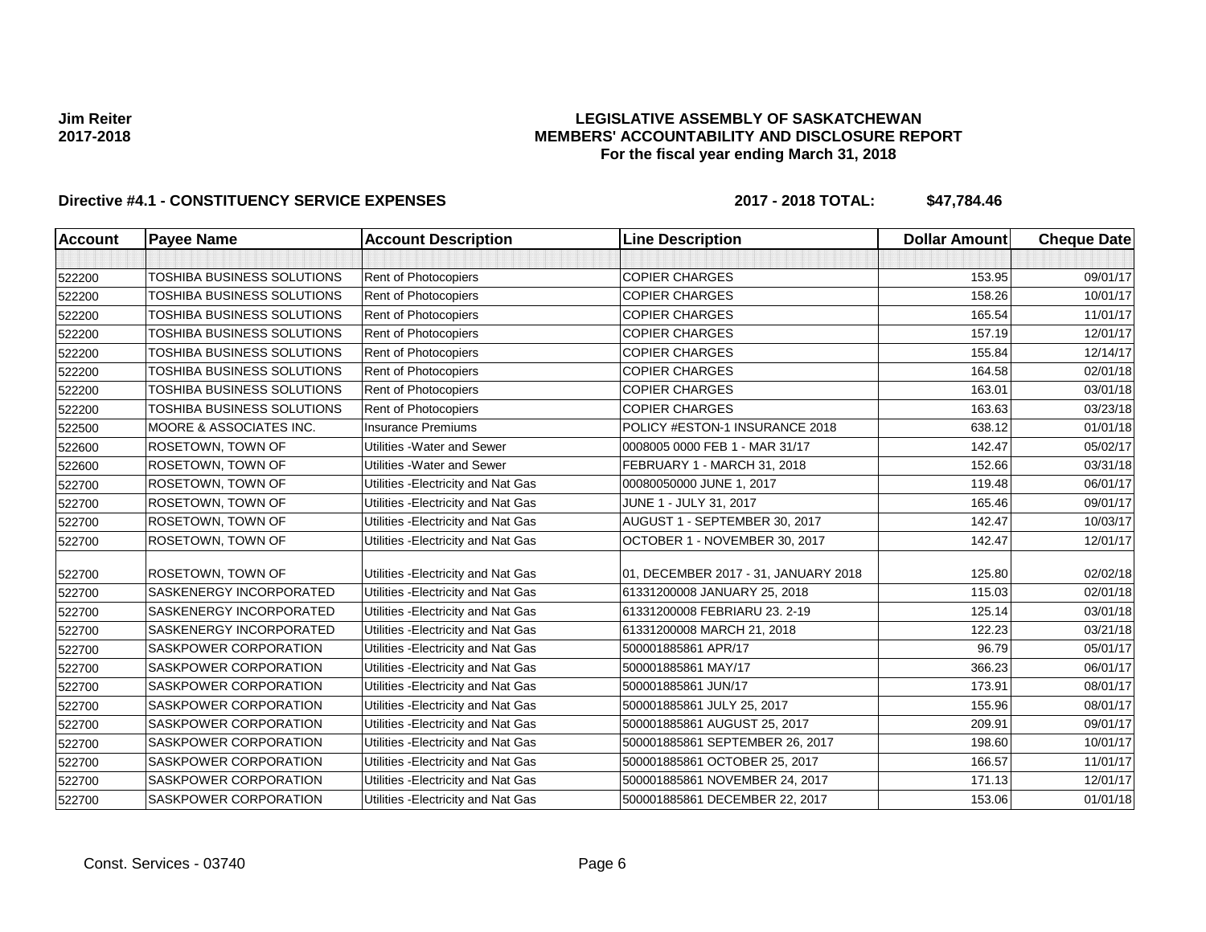**Jim Reiter**
**2017-2018**

# LEGISLATIVE ASSEMBLY OF SASKATCHEWAN
## MEMBERS' ACCOUNTABILITY AND DISCLOSURE REPORT
### For the fiscal year ending March 31, 2018

**Directive #4.1 - CONSTITUENCY SERVICE EXPENSES** **2017 - 2018 TOTAL: $47,784.46**

| Account | Payee Name | Account Description | Line Description | Dollar Amount | Cheque Date |
|---|---|---|---|---|---|
| | | | | | |
| 522200 | TOSHIBA BUSINESS SOLUTIONS | Rent of Photocopiers | COPIER CHARGES | 153.95 | 09/01/17 |
| 522200 | TOSHIBA BUSINESS SOLUTIONS | Rent of Photocopiers | COPIER CHARGES | 158.26 | 10/01/17 |
| 522200 | TOSHIBA BUSINESS SOLUTIONS | Rent of Photocopiers | COPIER CHARGES | 165.54 | 11/01/17 |
| 522200 | TOSHIBA BUSINESS SOLUTIONS | Rent of Photocopiers | COPIER CHARGES | 157.19 | 12/01/17 |
| 522200 | TOSHIBA BUSINESS SOLUTIONS | Rent of Photocopiers | COPIER CHARGES | 155.84 | 12/14/17 |
| 522200 | TOSHIBA BUSINESS SOLUTIONS | Rent of Photocopiers | COPIER CHARGES | 164.58 | 02/01/18 |
| 522200 | TOSHIBA BUSINESS SOLUTIONS | Rent of Photocopiers | COPIER CHARGES | 163.01 | 03/01/18 |
| 522200 | TOSHIBA BUSINESS SOLUTIONS | Rent of Photocopiers | COPIER CHARGES | 163.63 | 03/23/18 |
| 522500 | MOORE & ASSOCIATES INC. | Insurance Premiums | POLICY #ESTON-1 INSURANCE 2018 | 638.12 | 01/01/18 |
| 522600 | ROSETOWN, TOWN OF | Utilities -Water and Sewer | 0008005 0000 FEB 1 - MAR 31/17 | 142.47 | 05/02/17 |
| 522600 | ROSETOWN, TOWN OF | Utilities -Water and Sewer | FEBRUARY 1 - MARCH 31, 2018 | 152.66 | 03/31/18 |
| 522700 | ROSETOWN, TOWN OF | Utilities -Electricity and Nat Gas | 00080050000 JUNE 1, 2017 | 119.48 | 06/01/17 |
| 522700 | ROSETOWN, TOWN OF | Utilities -Electricity and Nat Gas | JUNE 1 - JULY 31, 2017 | 165.46 | 09/01/17 |
| 522700 | ROSETOWN, TOWN OF | Utilities -Electricity and Nat Gas | AUGUST 1 - SEPTEMBER 30, 2017 | 142.47 | 10/03/17 |
| 522700 | ROSETOWN, TOWN OF | Utilities -Electricity and Nat Gas | OCTOBER 1 - NOVEMBER 30, 2017 | 142.47 | 12/01/17 |
| 522700 | ROSETOWN, TOWN OF | Utilities -Electricity and Nat Gas | 01, DECEMBER 2017 - 31, JANUARY 2018 | 125.80 | 02/02/18 |
| 522700 | SASKENERGY INCORPORATED | Utilities -Electricity and Nat Gas | 61331200008 JANUARY 25, 2018 | 115.03 | 02/01/18 |
| 522700 | SASKENERGY INCORPORATED | Utilities -Electricity and Nat Gas | 61331200008 FEBRIARU 23. 2-19 | 125.14 | 03/01/18 |
| 522700 | SASKENERGY INCORPORATED | Utilities -Electricity and Nat Gas | 61331200008 MARCH 21, 2018 | 122.23 | 03/21/18 |
| 522700 | SASKPOWER CORPORATION | Utilities -Electricity and Nat Gas | 500001885861 APR/17 | 96.79 | 05/01/17 |
| 522700 | SASKPOWER CORPORATION | Utilities -Electricity and Nat Gas | 500001885861 MAY/17 | 366.23 | 06/01/17 |
| 522700 | SASKPOWER CORPORATION | Utilities -Electricity and Nat Gas | 500001885861 JUN/17 | 173.91 | 08/01/17 |
| 522700 | SASKPOWER CORPORATION | Utilities -Electricity and Nat Gas | 500001885861 JULY 25, 2017 | 155.96 | 08/01/17 |
| 522700 | SASKPOWER CORPORATION | Utilities -Electricity and Nat Gas | 500001885861 AUGUST 25, 2017 | 209.91 | 09/01/17 |
| 522700 | SASKPOWER CORPORATION | Utilities -Electricity and Nat Gas | 500001885861 SEPTEMBER 26, 2017 | 198.60 | 10/01/17 |
| 522700 | SASKPOWER CORPORATION | Utilities -Electricity and Nat Gas | 500001885861 OCTOBER 25, 2017 | 166.57 | 11/01/17 |
| 522700 | SASKPOWER CORPORATION | Utilities -Electricity and Nat Gas | 500001885861 NOVEMBER 24, 2017 | 171.13 | 12/01/17 |
| 522700 | SASKPOWER CORPORATION | Utilities -Electricity and Nat Gas | 500001885861 DECEMBER 22, 2017 | 153.06 | 01/01/18 |

Const. Services - 03740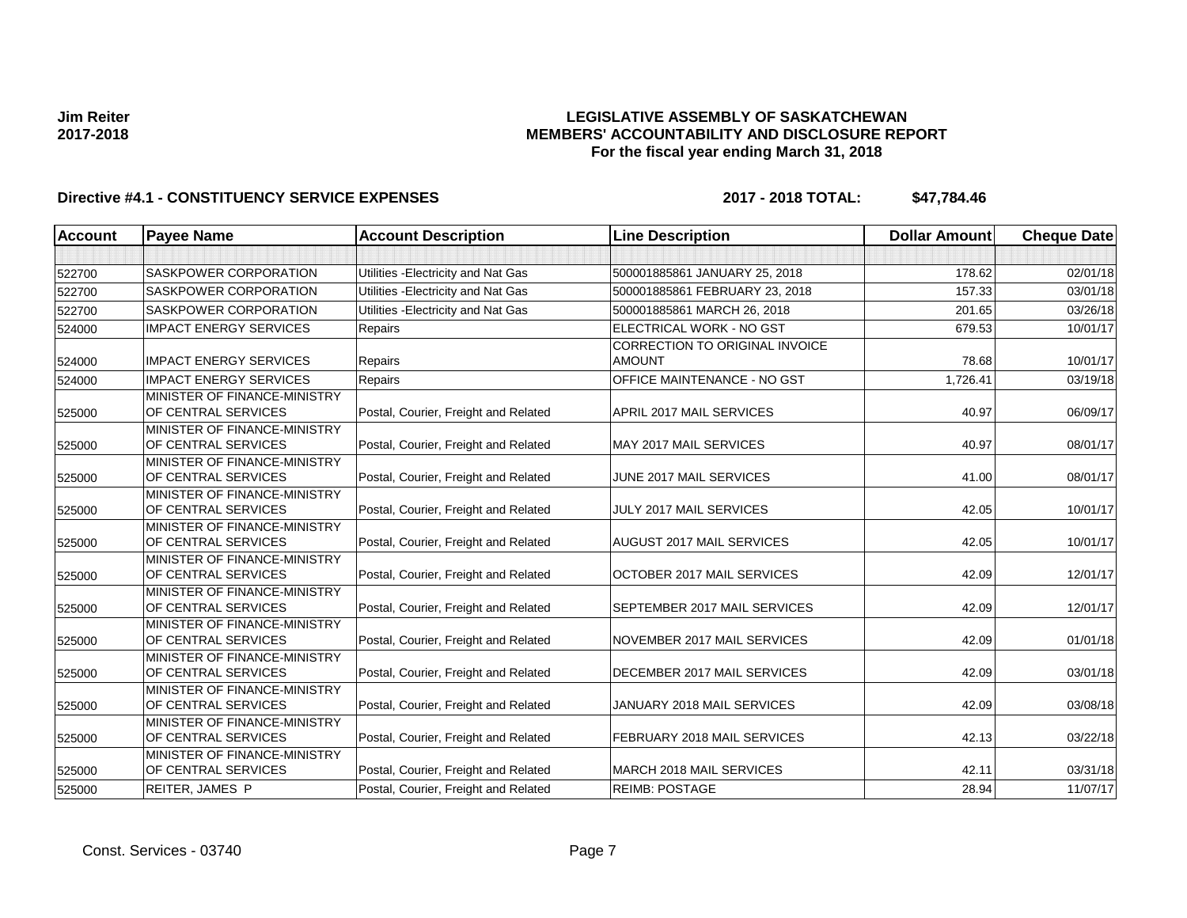**Jim Reiter**
**2017-2018**

**LEGISLATIVE ASSEMBLY OF SASKATCHEWAN**
**MEMBERS' ACCOUNTABILITY AND DISCLOSURE REPORT**
**For the fiscal year ending March 31, 2018**

**Directive #4.1 - CONSTITUENCY SERVICE EXPENSES** **2017 - 2018 TOTAL: $47,784.46**

| Account | Payee Name | Account Description | Line Description | Dollar Amount | Cheque Date |
|---|---|---|---|---|---|
| | | | | | |
| 522700 | SASKPOWER CORPORATION | Utilities -Electricity and Nat Gas | 500001885861 JANUARY 25, 2018 | 178.62 | 02/01/18 |
| 522700 | SASKPOWER CORPORATION | Utilities -Electricity and Nat Gas | 500001885861 FEBRUARY 23, 2018 | 157.33 | 03/01/18 |
| 522700 | SASKPOWER CORPORATION | Utilities -Electricity and Nat Gas | 500001885861 MARCH 26, 2018 | 201.65 | 03/26/18 |
| 524000 | IMPACT ENERGY SERVICES | Repairs | ELECTRICAL WORK - NO GST | 679.53 | 10/01/17 |
| 524000 | IMPACT ENERGY SERVICES | Repairs | CORRECTION TO ORIGINAL INVOICE AMOUNT | 78.68 | 10/01/17 |
| 524000 | IMPACT ENERGY SERVICES | Repairs | OFFICE MAINTENANCE - NO GST | 1,726.41 | 03/19/18 |
| 525000 | MINISTER OF FINANCE-MINISTRY OF CENTRAL SERVICES | Postal, Courier, Freight and Related | APRIL 2017 MAIL SERVICES | 40.97 | 06/09/17 |
| 525000 | MINISTER OF FINANCE-MINISTRY OF CENTRAL SERVICES | Postal, Courier, Freight and Related | MAY 2017 MAIL SERVICES | 40.97 | 08/01/17 |
| 525000 | MINISTER OF FINANCE-MINISTRY OF CENTRAL SERVICES | Postal, Courier, Freight and Related | JUNE 2017 MAIL SERVICES | 41.00 | 08/01/17 |
| 525000 | MINISTER OF FINANCE-MINISTRY OF CENTRAL SERVICES | Postal, Courier, Freight and Related | JULY 2017 MAIL SERVICES | 42.05 | 10/01/17 |
| 525000 | MINISTER OF FINANCE-MINISTRY OF CENTRAL SERVICES | Postal, Courier, Freight and Related | AUGUST 2017 MAIL SERVICES | 42.05 | 10/01/17 |
| 525000 | MINISTER OF FINANCE-MINISTRY OF CENTRAL SERVICES | Postal, Courier, Freight and Related | OCTOBER 2017 MAIL SERVICES | 42.09 | 12/01/17 |
| 525000 | MINISTER OF FINANCE-MINISTRY OF CENTRAL SERVICES | Postal, Courier, Freight and Related | SEPTEMBER 2017 MAIL SERVICES | 42.09 | 12/01/17 |
| 525000 | MINISTER OF FINANCE-MINISTRY OF CENTRAL SERVICES | Postal, Courier, Freight and Related | NOVEMBER 2017 MAIL SERVICES | 42.09 | 01/01/18 |
| 525000 | MINISTER OF FINANCE-MINISTRY OF CENTRAL SERVICES | Postal, Courier, Freight and Related | DECEMBER 2017 MAIL SERVICES | 42.09 | 03/01/18 |
| 525000 | MINISTER OF FINANCE-MINISTRY OF CENTRAL SERVICES | Postal, Courier, Freight and Related | JANUARY 2018 MAIL SERVICES | 42.09 | 03/08/18 |
| 525000 | MINISTER OF FINANCE-MINISTRY OF CENTRAL SERVICES | Postal, Courier, Freight and Related | FEBRUARY 2018 MAIL SERVICES | 42.13 | 03/22/18 |
| 525000 | MINISTER OF FINANCE-MINISTRY OF CENTRAL SERVICES | Postal, Courier, Freight and Related | MARCH 2018 MAIL SERVICES | 42.11 | 03/31/18 |
| 525000 | REITER, JAMES P | Postal, Courier, Freight and Related | REIMB: POSTAGE | 28.94 | 11/07/17 |

Const. Services - 03740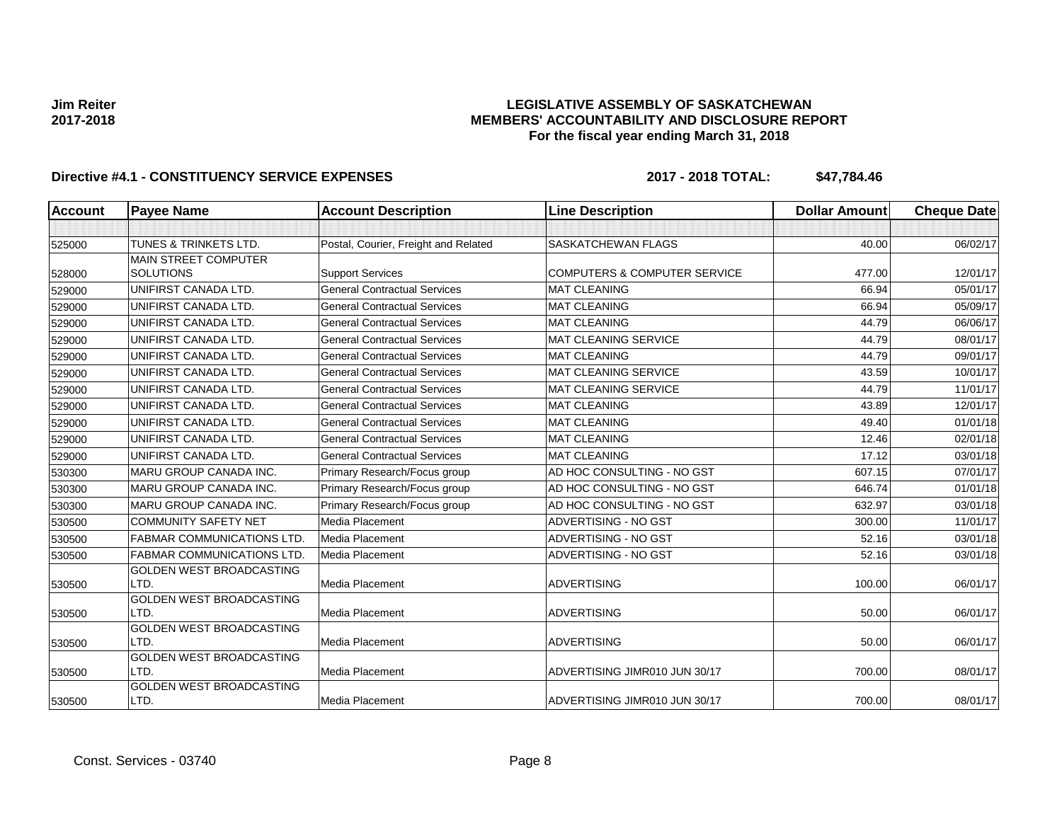**Jim Reiter**
**2017-2018**

# LEGISLATIVE ASSEMBLY OF SASKATCHEWAN
## MEMBERS' ACCOUNTABILITY AND DISCLOSURE REPORT
### For the fiscal year ending March 31, 2018

**Directive #4.1 - CONSTITUENCY SERVICE EXPENSES** **2017 - 2018 TOTAL: $47,784.46**

| Account | Payee Name | Account Description | Line Description | Dollar Amount | Cheque Date |
|---|---|---|---|---|---|
| | | | | | |
| 525000 | TUNES & TRINKETS LTD. | Postal, Courier, Freight and Related | SASKATCHEWAN FLAGS | 40.00 | 06/02/17 |
| 528000 | MAIN STREET COMPUTER SOLUTIONS | Support Services | COMPUTERS & COMPUTER SERVICE | 477.00 | 12/01/17 |
| 529000 | UNIFIRST CANADA LTD. | General Contractual Services | MAT CLEANING | 66.94 | 05/01/17 |
| 529000 | UNIFIRST CANADA LTD. | General Contractual Services | MAT CLEANING | 66.94 | 05/09/17 |
| 529000 | UNIFIRST CANADA LTD. | General Contractual Services | MAT CLEANING | 44.79 | 06/06/17 |
| 529000 | UNIFIRST CANADA LTD. | General Contractual Services | MAT CLEANING SERVICE | 44.79 | 08/01/17 |
| 529000 | UNIFIRST CANADA LTD. | General Contractual Services | MAT CLEANING | 44.79 | 09/01/17 |
| 529000 | UNIFIRST CANADA LTD. | General Contractual Services | MAT CLEANING SERVICE | 43.59 | 10/01/17 |
| 529000 | UNIFIRST CANADA LTD. | General Contractual Services | MAT CLEANING SERVICE | 44.79 | 11/01/17 |
| 529000 | UNIFIRST CANADA LTD. | General Contractual Services | MAT CLEANING | 43.89 | 12/01/17 |
| 529000 | UNIFIRST CANADA LTD. | General Contractual Services | MAT CLEANING | 49.40 | 01/01/18 |
| 529000 | UNIFIRST CANADA LTD. | General Contractual Services | MAT CLEANING | 12.46 | 02/01/18 |
| 529000 | UNIFIRST CANADA LTD. | General Contractual Services | MAT CLEANING | 17.12 | 03/01/18 |
| 530300 | MARU GROUP CANADA INC. | Primary Research/Focus group | AD HOC CONSULTING - NO GST | 607.15 | 07/01/17 |
| 530300 | MARU GROUP CANADA INC. | Primary Research/Focus group | AD HOC CONSULTING - NO GST | 646.74 | 01/01/18 |
| 530300 | MARU GROUP CANADA INC. | Primary Research/Focus group | AD HOC CONSULTING - NO GST | 632.97 | 03/01/18 |
| 530500 | COMMUNITY SAFETY NET | Media Placement | ADVERTISING - NO GST | 300.00 | 11/01/17 |
| 530500 | FABMAR COMMUNICATIONS LTD. | Media Placement | ADVERTISING - NO GST | 52.16 | 03/01/18 |
| 530500 | FABMAR COMMUNICATIONS LTD. | Media Placement | ADVERTISING - NO GST | 52.16 | 03/01/18 |
| 530500 | GOLDEN WEST BROADCASTING LTD. | Media Placement | ADVERTISING | 100.00 | 06/01/17 |
| 530500 | GOLDEN WEST BROADCASTING LTD. | Media Placement | ADVERTISING | 50.00 | 06/01/17 |
| 530500 | GOLDEN WEST BROADCASTING LTD. | Media Placement | ADVERTISING | 50.00 | 06/01/17 |
| 530500 | GOLDEN WEST BROADCASTING LTD. | Media Placement | ADVERTISING JIMR010 JUN 30/17 | 700.00 | 08/01/17 |
| 530500 | GOLDEN WEST BROADCASTING LTD. | Media Placement | ADVERTISING JIMR010 JUN 30/17 | 700.00 | 08/01/17 |

Const. Services - 03740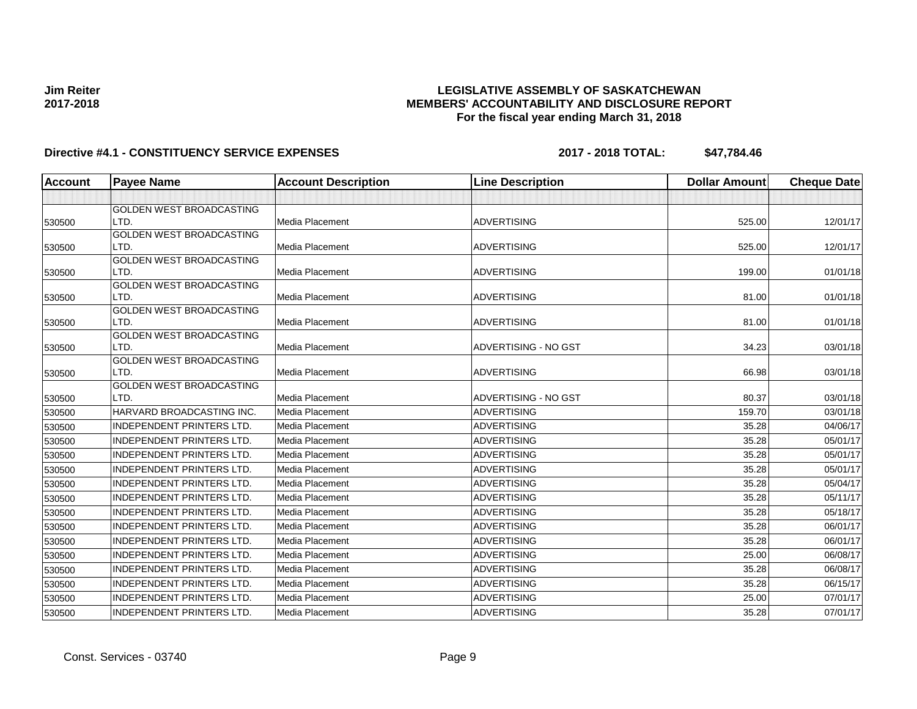**Jim Reiter**
**2017-2018**

**LEGISLATIVE ASSEMBLY OF SASKATCHEWAN**
**MEMBERS' ACCOUNTABILITY AND DISCLOSURE REPORT**
**For the fiscal year ending March 31, 2018**

**Directive #4.1 - CONSTITUENCY SERVICE EXPENSES** **2017 - 2018 TOTAL: $47,784.46**

| Account | Payee Name | Account Description | Line Description | Dollar Amount | Cheque Date |
|---|---|---|---|---|---|
| | | | | | |
| 530500 | GOLDEN WEST BROADCASTING LTD. | Media Placement | ADVERTISING | 525.00 | 12/01/17 |
| 530500 | GOLDEN WEST BROADCASTING LTD. | Media Placement | ADVERTISING | 525.00 | 12/01/17 |
| 530500 | GOLDEN WEST BROADCASTING LTD. | Media Placement | ADVERTISING | 199.00 | 01/01/18 |
| 530500 | GOLDEN WEST BROADCASTING LTD. | Media Placement | ADVERTISING | 81.00 | 01/01/18 |
| 530500 | GOLDEN WEST BROADCASTING LTD. | Media Placement | ADVERTISING | 81.00 | 01/01/18 |
| 530500 | GOLDEN WEST BROADCASTING LTD. | Media Placement | ADVERTISING - NO GST | 34.23 | 03/01/18 |
| 530500 | GOLDEN WEST BROADCASTING LTD. | Media Placement | ADVERTISING | 66.98 | 03/01/18 |
| 530500 | GOLDEN WEST BROADCASTING LTD. | Media Placement | ADVERTISING - NO GST | 80.37 | 03/01/18 |
| 530500 | HARVARD BROADCASTING INC. | Media Placement | ADVERTISING | 159.70 | 03/01/18 |
| 530500 | INDEPENDENT PRINTERS LTD. | Media Placement | ADVERTISING | 35.28 | 04/06/17 |
| 530500 | INDEPENDENT PRINTERS LTD. | Media Placement | ADVERTISING | 35.28 | 05/01/17 |
| 530500 | INDEPENDENT PRINTERS LTD. | Media Placement | ADVERTISING | 35.28 | 05/01/17 |
| 530500 | INDEPENDENT PRINTERS LTD. | Media Placement | ADVERTISING | 35.28 | 05/01/17 |
| 530500 | INDEPENDENT PRINTERS LTD. | Media Placement | ADVERTISING | 35.28 | 05/04/17 |
| 530500 | INDEPENDENT PRINTERS LTD. | Media Placement | ADVERTISING | 35.28 | 05/11/17 |
| 530500 | INDEPENDENT PRINTERS LTD. | Media Placement | ADVERTISING | 35.28 | 05/18/17 |
| 530500 | INDEPENDENT PRINTERS LTD. | Media Placement | ADVERTISING | 35.28 | 06/01/17 |
| 530500 | INDEPENDENT PRINTERS LTD. | Media Placement | ADVERTISING | 35.28 | 06/01/17 |
| 530500 | INDEPENDENT PRINTERS LTD. | Media Placement | ADVERTISING | 25.00 | 06/08/17 |
| 530500 | INDEPENDENT PRINTERS LTD. | Media Placement | ADVERTISING | 35.28 | 06/08/17 |
| 530500 | INDEPENDENT PRINTERS LTD. | Media Placement | ADVERTISING | 35.28 | 06/15/17 |
| 530500 | INDEPENDENT PRINTERS LTD. | Media Placement | ADVERTISING | 25.00 | 07/01/17 |
| 530500 | INDEPENDENT PRINTERS LTD. | Media Placement | ADVERTISING | 35.28 | 07/01/17 |

Const. Services - 03740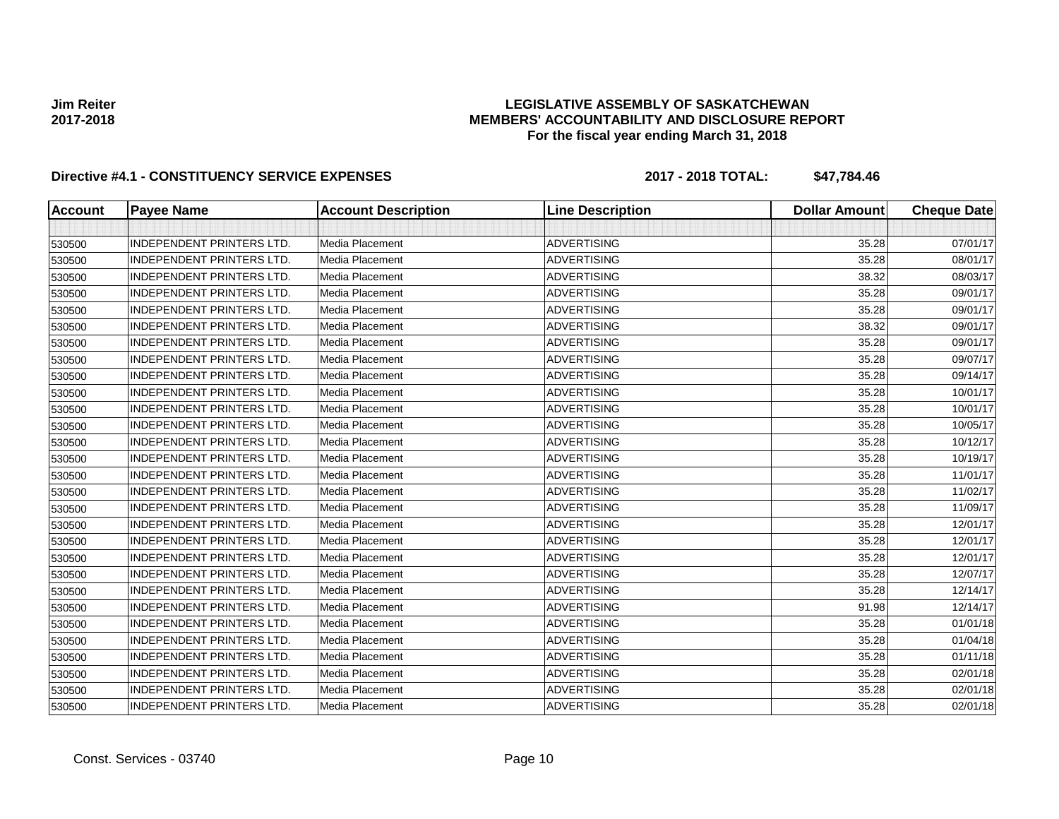**Jim Reiter**
**2017-2018**

**LEGISLATIVE ASSEMBLY OF SASKATCHEWAN**
**MEMBERS' ACCOUNTABILITY AND DISCLOSURE REPORT**
**For the fiscal year ending March 31, 2018**

**Directive #4.1 - CONSTITUENCY SERVICE EXPENSES** **2017 - 2018 TOTAL: $47,784.46**

| Account | Payee Name | Account Description | Line Description | Dollar Amount | Cheque Date |
|---|---|---|---|---|---|
| | | | | | |
| 530500 | INDEPENDENT PRINTERS LTD. | Media Placement | ADVERTISING | 35.28 | 07/01/17 |
| 530500 | INDEPENDENT PRINTERS LTD. | Media Placement | ADVERTISING | 35.28 | 08/01/17 |
| 530500 | INDEPENDENT PRINTERS LTD. | Media Placement | ADVERTISING | 38.32 | 08/03/17 |
| 530500 | INDEPENDENT PRINTERS LTD. | Media Placement | ADVERTISING | 35.28 | 09/01/17 |
| 530500 | INDEPENDENT PRINTERS LTD. | Media Placement | ADVERTISING | 35.28 | 09/01/17 |
| 530500 | INDEPENDENT PRINTERS LTD. | Media Placement | ADVERTISING | 38.32 | 09/01/17 |
| 530500 | INDEPENDENT PRINTERS LTD. | Media Placement | ADVERTISING | 35.28 | 09/01/17 |
| 530500 | INDEPENDENT PRINTERS LTD. | Media Placement | ADVERTISING | 35.28 | 09/07/17 |
| 530500 | INDEPENDENT PRINTERS LTD. | Media Placement | ADVERTISING | 35.28 | 09/14/17 |
| 530500 | INDEPENDENT PRINTERS LTD. | Media Placement | ADVERTISING | 35.28 | 10/01/17 |
| 530500 | INDEPENDENT PRINTERS LTD. | Media Placement | ADVERTISING | 35.28 | 10/01/17 |
| 530500 | INDEPENDENT PRINTERS LTD. | Media Placement | ADVERTISING | 35.28 | 10/05/17 |
| 530500 | INDEPENDENT PRINTERS LTD. | Media Placement | ADVERTISING | 35.28 | 10/12/17 |
| 530500 | INDEPENDENT PRINTERS LTD. | Media Placement | ADVERTISING | 35.28 | 10/19/17 |
| 530500 | INDEPENDENT PRINTERS LTD. | Media Placement | ADVERTISING | 35.28 | 11/01/17 |
| 530500 | INDEPENDENT PRINTERS LTD. | Media Placement | ADVERTISING | 35.28 | 11/02/17 |
| 530500 | INDEPENDENT PRINTERS LTD. | Media Placement | ADVERTISING | 35.28 | 11/09/17 |
| 530500 | INDEPENDENT PRINTERS LTD. | Media Placement | ADVERTISING | 35.28 | 12/01/17 |
| 530500 | INDEPENDENT PRINTERS LTD. | Media Placement | ADVERTISING | 35.28 | 12/01/17 |
| 530500 | INDEPENDENT PRINTERS LTD. | Media Placement | ADVERTISING | 35.28 | 12/01/17 |
| 530500 | INDEPENDENT PRINTERS LTD. | Media Placement | ADVERTISING | 35.28 | 12/07/17 |
| 530500 | INDEPENDENT PRINTERS LTD. | Media Placement | ADVERTISING | 35.28 | 12/14/17 |
| 530500 | INDEPENDENT PRINTERS LTD. | Media Placement | ADVERTISING | 91.98 | 12/14/17 |
| 530500 | INDEPENDENT PRINTERS LTD. | Media Placement | ADVERTISING | 35.28 | 01/01/18 |
| 530500 | INDEPENDENT PRINTERS LTD. | Media Placement | ADVERTISING | 35.28 | 01/04/18 |
| 530500 | INDEPENDENT PRINTERS LTD. | Media Placement | ADVERTISING | 35.28 | 01/11/18 |
| 530500 | INDEPENDENT PRINTERS LTD. | Media Placement | ADVERTISING | 35.28 | 02/01/18 |
| 530500 | INDEPENDENT PRINTERS LTD. | Media Placement | ADVERTISING | 35.28 | 02/01/18 |
| 530500 | INDEPENDENT PRINTERS LTD. | Media Placement | ADVERTISING | 35.28 | 02/01/18 |

Const. Services - 03740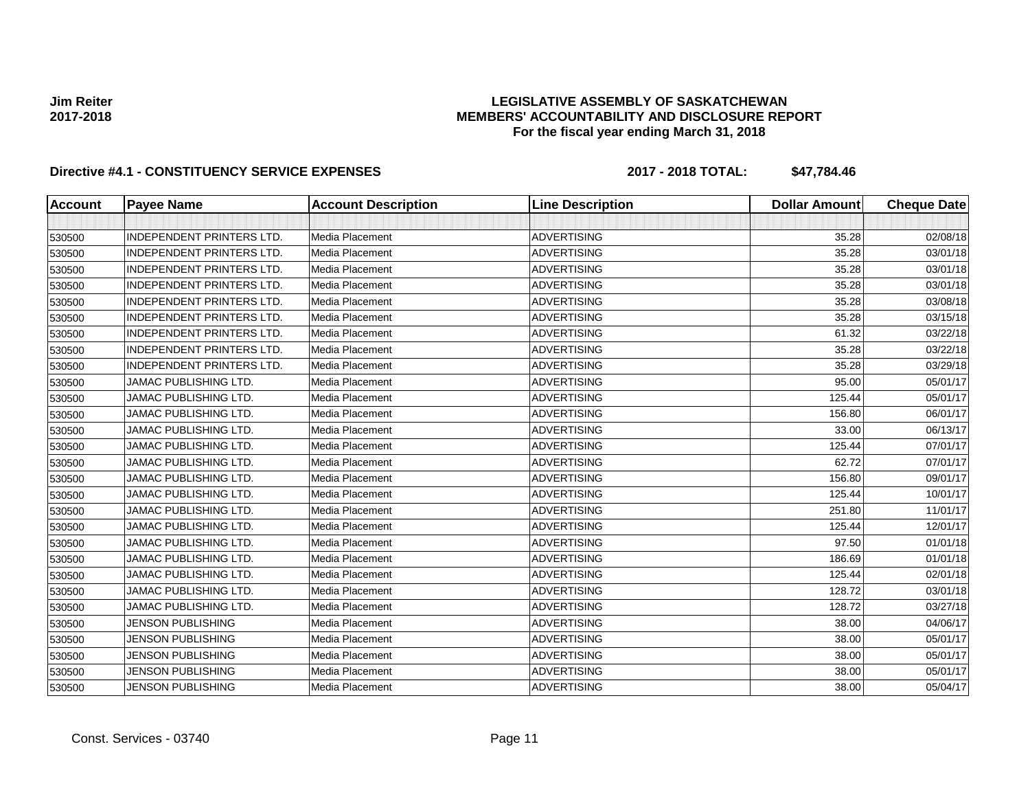**Jim Reiter**
**2017-2018**

# LEGISLATIVE ASSEMBLY OF SASKATCHEWAN
## MEMBERS' ACCOUNTABILITY AND DISCLOSURE REPORT
### For the fiscal year ending March 31, 2018

**Directive #4.1 - CONSTITUENCY SERVICE EXPENSES** **2017 - 2018 TOTAL: $47,784.46**

| Account | Payee Name | Account Description | Line Description | Dollar Amount | Cheque Date |
|---|---|---|---|---|---|
| | | | | | |
| 530500 | INDEPENDENT PRINTERS LTD. | Media Placement | ADVERTISING | 35.28 | 02/08/18 |
| 530500 | INDEPENDENT PRINTERS LTD. | Media Placement | ADVERTISING | 35.28 | 03/01/18 |
| 530500 | INDEPENDENT PRINTERS LTD. | Media Placement | ADVERTISING | 35.28 | 03/01/18 |
| 530500 | INDEPENDENT PRINTERS LTD. | Media Placement | ADVERTISING | 35.28 | 03/01/18 |
| 530500 | INDEPENDENT PRINTERS LTD. | Media Placement | ADVERTISING | 35.28 | 03/08/18 |
| 530500 | INDEPENDENT PRINTERS LTD. | Media Placement | ADVERTISING | 35.28 | 03/15/18 |
| 530500 | INDEPENDENT PRINTERS LTD. | Media Placement | ADVERTISING | 61.32 | 03/22/18 |
| 530500 | INDEPENDENT PRINTERS LTD. | Media Placement | ADVERTISING | 35.28 | 03/22/18 |
| 530500 | INDEPENDENT PRINTERS LTD. | Media Placement | ADVERTISING | 35.28 | 03/29/18 |
| 530500 | JAMAC PUBLISHING LTD. | Media Placement | ADVERTISING | 95.00 | 05/01/17 |
| 530500 | JAMAC PUBLISHING LTD. | Media Placement | ADVERTISING | 125.44 | 05/01/17 |
| 530500 | JAMAC PUBLISHING LTD. | Media Placement | ADVERTISING | 156.80 | 06/01/17 |
| 530500 | JAMAC PUBLISHING LTD. | Media Placement | ADVERTISING | 33.00 | 06/13/17 |
| 530500 | JAMAC PUBLISHING LTD. | Media Placement | ADVERTISING | 125.44 | 07/01/17 |
| 530500 | JAMAC PUBLISHING LTD. | Media Placement | ADVERTISING | 62.72 | 07/01/17 |
| 530500 | JAMAC PUBLISHING LTD. | Media Placement | ADVERTISING | 156.80 | 09/01/17 |
| 530500 | JAMAC PUBLISHING LTD. | Media Placement | ADVERTISING | 125.44 | 10/01/17 |
| 530500 | JAMAC PUBLISHING LTD. | Media Placement | ADVERTISING | 251.80 | 11/01/17 |
| 530500 | JAMAC PUBLISHING LTD. | Media Placement | ADVERTISING | 125.44 | 12/01/17 |
| 530500 | JAMAC PUBLISHING LTD. | Media Placement | ADVERTISING | 97.50 | 01/01/18 |
| 530500 | JAMAC PUBLISHING LTD. | Media Placement | ADVERTISING | 186.69 | 01/01/18 |
| 530500 | JAMAC PUBLISHING LTD. | Media Placement | ADVERTISING | 125.44 | 02/01/18 |
| 530500 | JAMAC PUBLISHING LTD. | Media Placement | ADVERTISING | 128.72 | 03/01/18 |
| 530500 | JAMAC PUBLISHING LTD. | Media Placement | ADVERTISING | 128.72 | 03/27/18 |
| 530500 | JENSON PUBLISHING | Media Placement | ADVERTISING | 38.00 | 04/06/17 |
| 530500 | JENSON PUBLISHING | Media Placement | ADVERTISING | 38.00 | 05/01/17 |
| 530500 | JENSON PUBLISHING | Media Placement | ADVERTISING | 38.00 | 05/01/17 |
| 530500 | JENSON PUBLISHING | Media Placement | ADVERTISING | 38.00 | 05/01/17 |
| 530500 | JENSON PUBLISHING | Media Placement | ADVERTISING | 38.00 | 05/04/17 |

Const. Services - 03740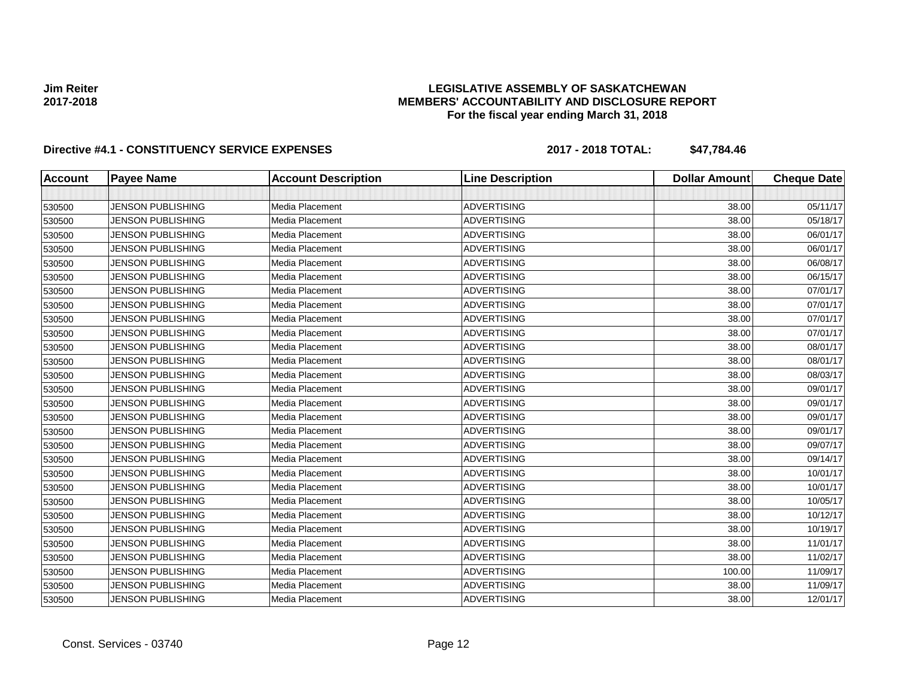**Jim Reiter**
**2017-2018**

## LEGISLATIVE ASSEMBLY OF SASKATCHEWAN
## MEMBERS' ACCOUNTABILITY AND DISCLOSURE REPORT
### For the fiscal year ending March 31, 2018

**Directive #4.1 - CONSTITUENCY SERVICE EXPENSES** **2017 - 2018 TOTAL: $47,784.46**

| Account | Payee Name | Account Description | Line Description | Dollar Amount | Cheque Date |
|---|---|---|---|---|---|
| | | | | | |
| 530500 | JENSON PUBLISHING | Media Placement | ADVERTISING | 38.00 | 05/11/17 |
| 530500 | JENSON PUBLISHING | Media Placement | ADVERTISING | 38.00 | 05/18/17 |
| 530500 | JENSON PUBLISHING | Media Placement | ADVERTISING | 38.00 | 06/01/17 |
| 530500 | JENSON PUBLISHING | Media Placement | ADVERTISING | 38.00 | 06/01/17 |
| 530500 | JENSON PUBLISHING | Media Placement | ADVERTISING | 38.00 | 06/08/17 |
| 530500 | JENSON PUBLISHING | Media Placement | ADVERTISING | 38.00 | 06/15/17 |
| 530500 | JENSON PUBLISHING | Media Placement | ADVERTISING | 38.00 | 07/01/17 |
| 530500 | JENSON PUBLISHING | Media Placement | ADVERTISING | 38.00 | 07/01/17 |
| 530500 | JENSON PUBLISHING | Media Placement | ADVERTISING | 38.00 | 07/01/17 |
| 530500 | JENSON PUBLISHING | Media Placement | ADVERTISING | 38.00 | 07/01/17 |
| 530500 | JENSON PUBLISHING | Media Placement | ADVERTISING | 38.00 | 08/01/17 |
| 530500 | JENSON PUBLISHING | Media Placement | ADVERTISING | 38.00 | 08/01/17 |
| 530500 | JENSON PUBLISHING | Media Placement | ADVERTISING | 38.00 | 08/03/17 |
| 530500 | JENSON PUBLISHING | Media Placement | ADVERTISING | 38.00 | 09/01/17 |
| 530500 | JENSON PUBLISHING | Media Placement | ADVERTISING | 38.00 | 09/01/17 |
| 530500 | JENSON PUBLISHING | Media Placement | ADVERTISING | 38.00 | 09/01/17 |
| 530500 | JENSON PUBLISHING | Media Placement | ADVERTISING | 38.00 | 09/01/17 |
| 530500 | JENSON PUBLISHING | Media Placement | ADVERTISING | 38.00 | 09/07/17 |
| 530500 | JENSON PUBLISHING | Media Placement | ADVERTISING | 38.00 | 09/14/17 |
| 530500 | JENSON PUBLISHING | Media Placement | ADVERTISING | 38.00 | 10/01/17 |
| 530500 | JENSON PUBLISHING | Media Placement | ADVERTISING | 38.00 | 10/01/17 |
| 530500 | JENSON PUBLISHING | Media Placement | ADVERTISING | 38.00 | 10/05/17 |
| 530500 | JENSON PUBLISHING | Media Placement | ADVERTISING | 38.00 | 10/12/17 |
| 530500 | JENSON PUBLISHING | Media Placement | ADVERTISING | 38.00 | 10/19/17 |
| 530500 | JENSON PUBLISHING | Media Placement | ADVERTISING | 38.00 | 11/01/17 |
| 530500 | JENSON PUBLISHING | Media Placement | ADVERTISING | 38.00 | 11/02/17 |
| 530500 | JENSON PUBLISHING | Media Placement | ADVERTISING | 100.00 | 11/09/17 |
| 530500 | JENSON PUBLISHING | Media Placement | ADVERTISING | 38.00 | 11/09/17 |
| 530500 | JENSON PUBLISHING | Media Placement | ADVERTISING | 38.00 | 12/01/17 |

Const. Services - 03740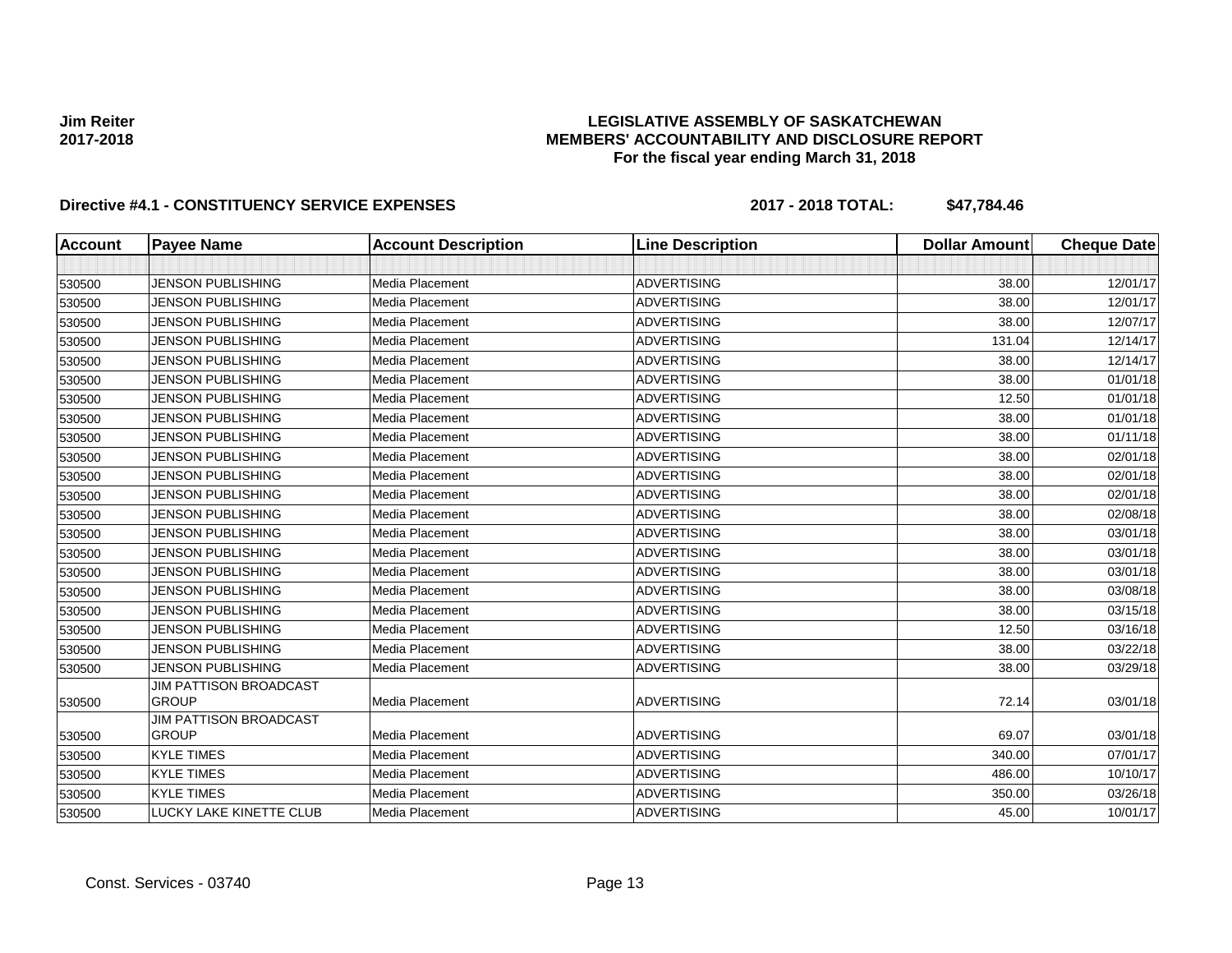**Jim Reiter**
**2017-2018**

# LEGISLATIVE ASSEMBLY OF SASKATCHEWAN
## MEMBERS' ACCOUNTABILITY AND DISCLOSURE REPORT
### For the fiscal year ending March 31, 2018

**Directive #4.1 - CONSTITUENCY SERVICE EXPENSES** **2017 - 2018 TOTAL: $47,784.46**

| Account | Payee Name | Account Description | Line Description | Dollar Amount | Cheque Date |
|---|---|---|---|---|---|
| | | | | | |
| 530500 | JENSON PUBLISHING | Media Placement | ADVERTISING | 38.00 | 12/01/17 |
| 530500 | JENSON PUBLISHING | Media Placement | ADVERTISING | 38.00 | 12/01/17 |
| 530500 | JENSON PUBLISHING | Media Placement | ADVERTISING | 38.00 | 12/07/17 |
| 530500 | JENSON PUBLISHING | Media Placement | ADVERTISING | 131.04 | 12/14/17 |
| 530500 | JENSON PUBLISHING | Media Placement | ADVERTISING | 38.00 | 12/14/17 |
| 530500 | JENSON PUBLISHING | Media Placement | ADVERTISING | 38.00 | 01/01/18 |
| 530500 | JENSON PUBLISHING | Media Placement | ADVERTISING | 12.50 | 01/01/18 |
| 530500 | JENSON PUBLISHING | Media Placement | ADVERTISING | 38.00 | 01/01/18 |
| 530500 | JENSON PUBLISHING | Media Placement | ADVERTISING | 38.00 | 01/11/18 |
| 530500 | JENSON PUBLISHING | Media Placement | ADVERTISING | 38.00 | 02/01/18 |
| 530500 | JENSON PUBLISHING | Media Placement | ADVERTISING | 38.00 | 02/01/18 |
| 530500 | JENSON PUBLISHING | Media Placement | ADVERTISING | 38.00 | 02/01/18 |
| 530500 | JENSON PUBLISHING | Media Placement | ADVERTISING | 38.00 | 02/08/18 |
| 530500 | JENSON PUBLISHING | Media Placement | ADVERTISING | 38.00 | 03/01/18 |
| 530500 | JENSON PUBLISHING | Media Placement | ADVERTISING | 38.00 | 03/01/18 |
| 530500 | JENSON PUBLISHING | Media Placement | ADVERTISING | 38.00 | 03/01/18 |
| 530500 | JENSON PUBLISHING | Media Placement | ADVERTISING | 38.00 | 03/08/18 |
| 530500 | JENSON PUBLISHING | Media Placement | ADVERTISING | 38.00 | 03/15/18 |
| 530500 | JENSON PUBLISHING | Media Placement | ADVERTISING | 12.50 | 03/16/18 |
| 530500 | JENSON PUBLISHING | Media Placement | ADVERTISING | 38.00 | 03/22/18 |
| 530500 | JENSON PUBLISHING | Media Placement | ADVERTISING | 38.00 | 03/29/18 |
| 530500 | JIM PATTISON BROADCAST GROUP | Media Placement | ADVERTISING | 72.14 | 03/01/18 |
| 530500 | JIM PATTISON BROADCAST GROUP | Media Placement | ADVERTISING | 69.07 | 03/01/18 |
| 530500 | KYLE TIMES | Media Placement | ADVERTISING | 340.00 | 07/01/17 |
| 530500 | KYLE TIMES | Media Placement | ADVERTISING | 486.00 | 10/10/17 |
| 530500 | KYLE TIMES | Media Placement | ADVERTISING | 350.00 | 03/26/18 |
| 530500 | LUCKY LAKE KINETTE CLUB | Media Placement | ADVERTISING | 45.00 | 10/01/17 |

Const. Services - 03740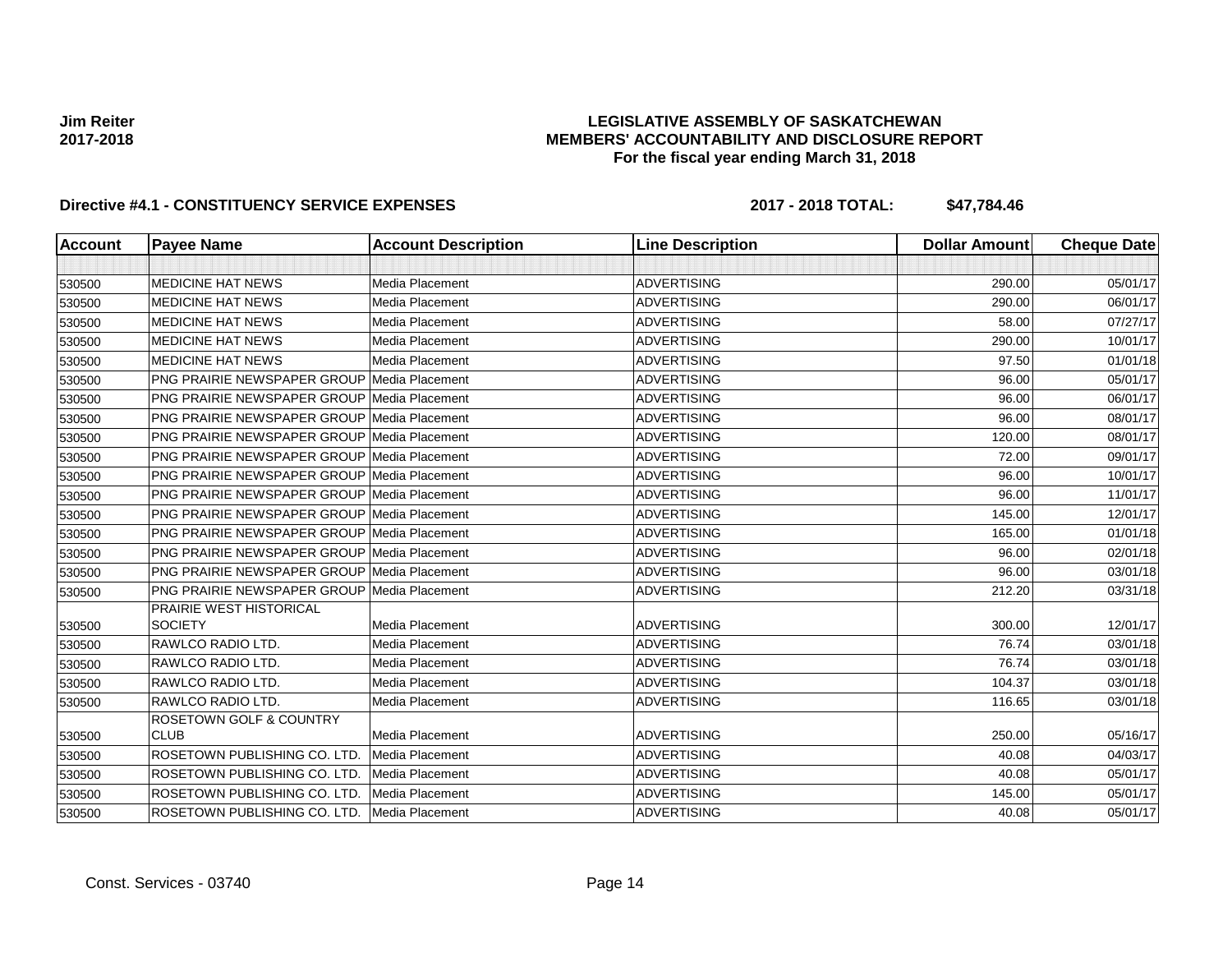**Jim Reiter**
**2017-2018**

# LEGISLATIVE ASSEMBLY OF SASKATCHEWAN
## MEMBERS' ACCOUNTABILITY AND DISCLOSURE REPORT
### For the fiscal year ending March 31, 2018

**Directive #4.1 - CONSTITUENCY SERVICE EXPENSES** **2017 - 2018 TOTAL: $47,784.46**

| Account | Payee Name | Account Description | Line Description | Dollar Amount | Cheque Date |
|---|---|---|---|---|---|
| | | | | | |
| 530500 | MEDICINE HAT NEWS | Media Placement | ADVERTISING | 290.00 | 05/01/17 |
| 530500 | MEDICINE HAT NEWS | Media Placement | ADVERTISING | 290.00 | 06/01/17 |
| 530500 | MEDICINE HAT NEWS | Media Placement | ADVERTISING | 58.00 | 07/27/17 |
| 530500 | MEDICINE HAT NEWS | Media Placement | ADVERTISING | 290.00 | 10/01/17 |
| 530500 | MEDICINE HAT NEWS | Media Placement | ADVERTISING | 97.50 | 01/01/18 |
| 530500 | PNG PRAIRIE NEWSPAPER GROUP | Media Placement | ADVERTISING | 96.00 | 05/01/17 |
| 530500 | PNG PRAIRIE NEWSPAPER GROUP | Media Placement | ADVERTISING | 96.00 | 06/01/17 |
| 530500 | PNG PRAIRIE NEWSPAPER GROUP | Media Placement | ADVERTISING | 96.00 | 08/01/17 |
| 530500 | PNG PRAIRIE NEWSPAPER GROUP | Media Placement | ADVERTISING | 120.00 | 08/01/17 |
| 530500 | PNG PRAIRIE NEWSPAPER GROUP | Media Placement | ADVERTISING | 72.00 | 09/01/17 |
| 530500 | PNG PRAIRIE NEWSPAPER GROUP | Media Placement | ADVERTISING | 96.00 | 10/01/17 |
| 530500 | PNG PRAIRIE NEWSPAPER GROUP | Media Placement | ADVERTISING | 96.00 | 11/01/17 |
| 530500 | PNG PRAIRIE NEWSPAPER GROUP | Media Placement | ADVERTISING | 145.00 | 12/01/17 |
| 530500 | PNG PRAIRIE NEWSPAPER GROUP | Media Placement | ADVERTISING | 165.00 | 01/01/18 |
| 530500 | PNG PRAIRIE NEWSPAPER GROUP | Media Placement | ADVERTISING | 96.00 | 02/01/18 |
| 530500 | PNG PRAIRIE NEWSPAPER GROUP | Media Placement | ADVERTISING | 96.00 | 03/01/18 |
| 530500 | PNG PRAIRIE NEWSPAPER GROUP | Media Placement | ADVERTISING | 212.20 | 03/31/18 |
| 530500 | PRAIRIE WEST HISTORICAL SOCIETY | Media Placement | ADVERTISING | 300.00 | 12/01/17 |
| 530500 | RAWLCO RADIO LTD. | Media Placement | ADVERTISING | 76.74 | 03/01/18 |
| 530500 | RAWLCO RADIO LTD. | Media Placement | ADVERTISING | 76.74 | 03/01/18 |
| 530500 | RAWLCO RADIO LTD. | Media Placement | ADVERTISING | 104.37 | 03/01/18 |
| 530500 | RAWLCO RADIO LTD. | Media Placement | ADVERTISING | 116.65 | 03/01/18 |
| 530500 | ROSETOWN GOLF & COUNTRY CLUB | Media Placement | ADVERTISING | 250.00 | 05/16/17 |
| 530500 | ROSETOWN PUBLISHING CO. LTD. | Media Placement | ADVERTISING | 40.08 | 04/03/17 |
| 530500 | ROSETOWN PUBLISHING CO. LTD. | Media Placement | ADVERTISING | 40.08 | 05/01/17 |
| 530500 | ROSETOWN PUBLISHING CO. LTD. | Media Placement | ADVERTISING | 145.00 | 05/01/17 |
| 530500 | ROSETOWN PUBLISHING CO. LTD. | Media Placement | ADVERTISING | 40.08 | 05/01/17 |

Const. Services - 03740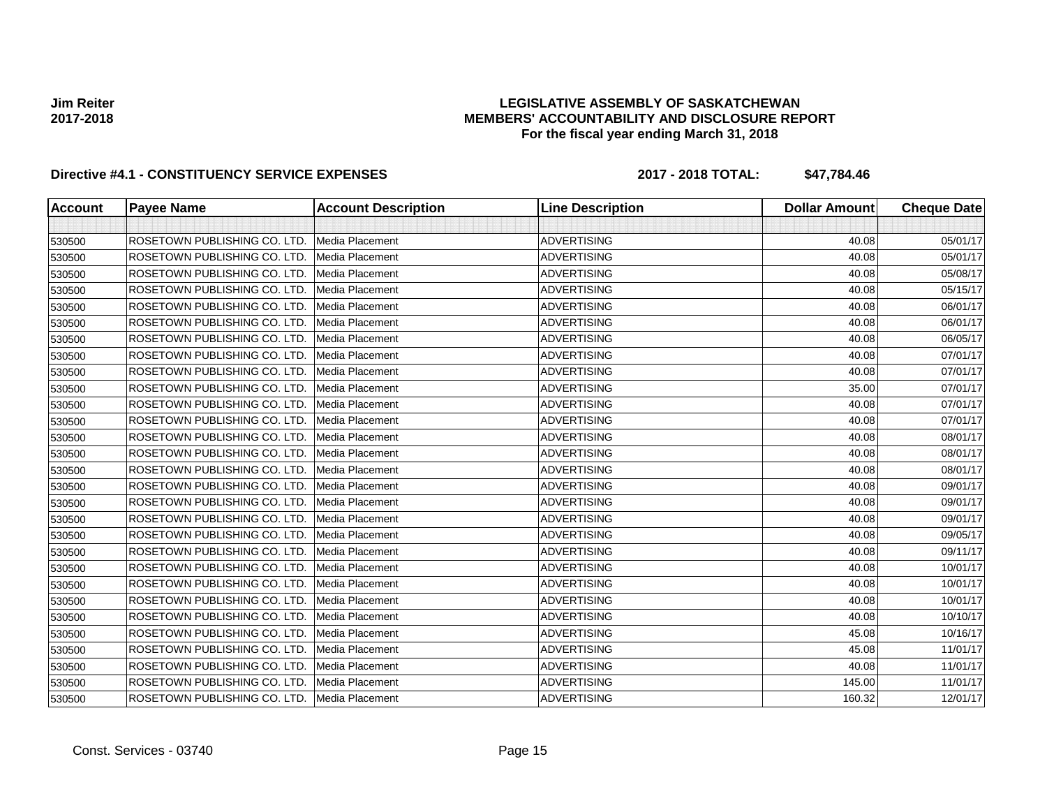**Jim Reiter**
**2017-2018**

**LEGISLATIVE ASSEMBLY OF SASKATCHEWAN**
**MEMBERS' ACCOUNTABILITY AND DISCLOSURE REPORT**
**For the fiscal year ending March 31, 2018**

**Directive #4.1 - CONSTITUENCY SERVICE EXPENSES** **2017 - 2018 TOTAL: $47,784.46**

| Account | Payee Name | Account Description | Line Description | Dollar Amount | Cheque Date |
|---|---|---|---|---|---|
| | | | | | |
| 530500 | ROSETOWN PUBLISHING CO. LTD. | Media Placement | ADVERTISING | 40.08 | 05/01/17 |
| 530500 | ROSETOWN PUBLISHING CO. LTD. | Media Placement | ADVERTISING | 40.08 | 05/01/17 |
| 530500 | ROSETOWN PUBLISHING CO. LTD. | Media Placement | ADVERTISING | 40.08 | 05/08/17 |
| 530500 | ROSETOWN PUBLISHING CO. LTD. | Media Placement | ADVERTISING | 40.08 | 05/15/17 |
| 530500 | ROSETOWN PUBLISHING CO. LTD. | Media Placement | ADVERTISING | 40.08 | 06/01/17 |
| 530500 | ROSETOWN PUBLISHING CO. LTD. | Media Placement | ADVERTISING | 40.08 | 06/01/17 |
| 530500 | ROSETOWN PUBLISHING CO. LTD. | Media Placement | ADVERTISING | 40.08 | 06/05/17 |
| 530500 | ROSETOWN PUBLISHING CO. LTD. | Media Placement | ADVERTISING | 40.08 | 07/01/17 |
| 530500 | ROSETOWN PUBLISHING CO. LTD. | Media Placement | ADVERTISING | 40.08 | 07/01/17 |
| 530500 | ROSETOWN PUBLISHING CO. LTD. | Media Placement | ADVERTISING | 35.00 | 07/01/17 |
| 530500 | ROSETOWN PUBLISHING CO. LTD. | Media Placement | ADVERTISING | 40.08 | 07/01/17 |
| 530500 | ROSETOWN PUBLISHING CO. LTD. | Media Placement | ADVERTISING | 40.08 | 07/01/17 |
| 530500 | ROSETOWN PUBLISHING CO. LTD. | Media Placement | ADVERTISING | 40.08 | 08/01/17 |
| 530500 | ROSETOWN PUBLISHING CO. LTD. | Media Placement | ADVERTISING | 40.08 | 08/01/17 |
| 530500 | ROSETOWN PUBLISHING CO. LTD. | Media Placement | ADVERTISING | 40.08 | 08/01/17 |
| 530500 | ROSETOWN PUBLISHING CO. LTD. | Media Placement | ADVERTISING | 40.08 | 09/01/17 |
| 530500 | ROSETOWN PUBLISHING CO. LTD. | Media Placement | ADVERTISING | 40.08 | 09/01/17 |
| 530500 | ROSETOWN PUBLISHING CO. LTD. | Media Placement | ADVERTISING | 40.08 | 09/01/17 |
| 530500 | ROSETOWN PUBLISHING CO. LTD. | Media Placement | ADVERTISING | 40.08 | 09/05/17 |
| 530500 | ROSETOWN PUBLISHING CO. LTD. | Media Placement | ADVERTISING | 40.08 | 09/11/17 |
| 530500 | ROSETOWN PUBLISHING CO. LTD. | Media Placement | ADVERTISING | 40.08 | 10/01/17 |
| 530500 | ROSETOWN PUBLISHING CO. LTD. | Media Placement | ADVERTISING | 40.08 | 10/01/17 |
| 530500 | ROSETOWN PUBLISHING CO. LTD. | Media Placement | ADVERTISING | 40.08 | 10/01/17 |
| 530500 | ROSETOWN PUBLISHING CO. LTD. | Media Placement | ADVERTISING | 40.08 | 10/10/17 |
| 530500 | ROSETOWN PUBLISHING CO. LTD. | Media Placement | ADVERTISING | 45.08 | 10/16/17 |
| 530500 | ROSETOWN PUBLISHING CO. LTD. | Media Placement | ADVERTISING | 45.08 | 11/01/17 |
| 530500 | ROSETOWN PUBLISHING CO. LTD. | Media Placement | ADVERTISING | 40.08 | 11/01/17 |
| 530500 | ROSETOWN PUBLISHING CO. LTD. | Media Placement | ADVERTISING | 145.00 | 11/01/17 |
| 530500 | ROSETOWN PUBLISHING CO. LTD. | Media Placement | ADVERTISING | 160.32 | 12/01/17 |

Const. Services - 03740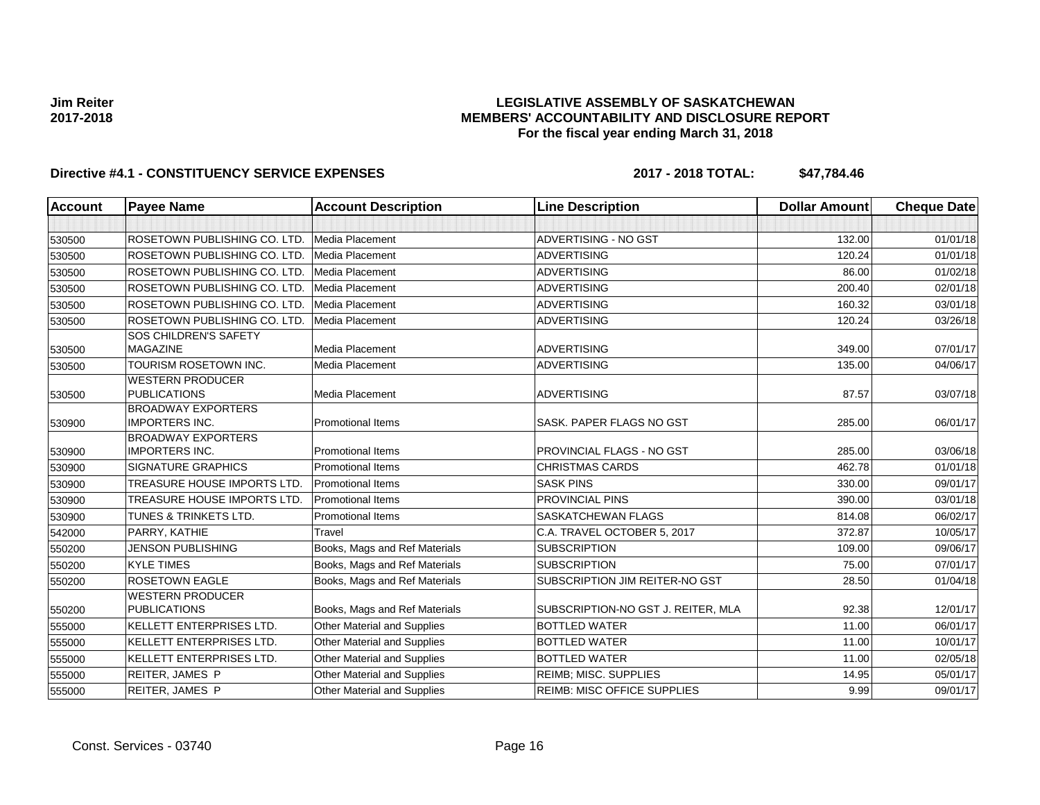**Jim Reiter**
**2017-2018**

# LEGISLATIVE ASSEMBLY OF SASKATCHEWAN
## MEMBERS' ACCOUNTABILITY AND DISCLOSURE REPORT
### For the fiscal year ending March 31, 2018

**Directive #4.1 - CONSTITUENCY SERVICE EXPENSES** **2017 - 2018 TOTAL: $47,784.46**

| Account | Payee Name | Account Description | Line Description | Dollar Amount | Cheque Date |
|---|---|---|---|---|---|
| | | | | | |
| 530500 | ROSETOWN PUBLISHING CO. LTD. | Media Placement | ADVERTISING - NO GST | 132.00 | 01/01/18 |
| 530500 | ROSETOWN PUBLISHING CO. LTD. | Media Placement | ADVERTISING | 120.24 | 01/01/18 |
| 530500 | ROSETOWN PUBLISHING CO. LTD. | Media Placement | ADVERTISING | 86.00 | 01/02/18 |
| 530500 | ROSETOWN PUBLISHING CO. LTD. | Media Placement | ADVERTISING | 200.40 | 02/01/18 |
| 530500 | ROSETOWN PUBLISHING CO. LTD. | Media Placement | ADVERTISING | 160.32 | 03/01/18 |
| 530500 | ROSETOWN PUBLISHING CO. LTD. | Media Placement | ADVERTISING | 120.24 | 03/26/18 |
| 530500 | SOS CHILDREN'S SAFETY MAGAZINE | Media Placement | ADVERTISING | 349.00 | 07/01/17 |
| 530500 | TOURISM ROSETOWN INC. | Media Placement | ADVERTISING | 135.00 | 04/06/17 |
| 530500 | WESTERN PRODUCER PUBLICATIONS | Media Placement | ADVERTISING | 87.57 | 03/07/18 |
| 530900 | BROADWAY EXPORTERS IMPORTERS INC. | Promotional Items | SASK. PAPER FLAGS NO GST | 285.00 | 06/01/17 |
| 530900 | BROADWAY EXPORTERS IMPORTERS INC. | Promotional Items | PROVINCIAL FLAGS - NO GST | 285.00 | 03/06/18 |
| 530900 | SIGNATURE GRAPHICS | Promotional Items | CHRISTMAS CARDS | 462.78 | 01/01/18 |
| 530900 | TREASURE HOUSE IMPORTS LTD. | Promotional Items | SASK PINS | 330.00 | 09/01/17 |
| 530900 | TREASURE HOUSE IMPORTS LTD. | Promotional Items | PROVINCIAL PINS | 390.00 | 03/01/18 |
| 530900 | TUNES & TRINKETS LTD. | Promotional Items | SASKATCHEWAN FLAGS | 814.08 | 06/02/17 |
| 542000 | PARRY, KATHIE | Travel | C.A. TRAVEL OCTOBER 5, 2017 | 372.87 | 10/05/17 |
| 550200 | JENSON PUBLISHING | Books, Mags and Ref Materials | SUBSCRIPTION | 109.00 | 09/06/17 |
| 550200 | KYLE TIMES | Books, Mags and Ref Materials | SUBSCRIPTION | 75.00 | 07/01/17 |
| 550200 | ROSETOWN EAGLE | Books, Mags and Ref Materials | SUBSCRIPTION JIM REITER-NO GST | 28.50 | 01/04/18 |
| 550200 | WESTERN PRODUCER PUBLICATIONS | Books, Mags and Ref Materials | SUBSCRIPTION-NO GST J. REITER, MLA | 92.38 | 12/01/17 |
| 555000 | KELLETT ENTERPRISES LTD. | Other Material and Supplies | BOTTLED WATER | 11.00 | 06/01/17 |
| 555000 | KELLETT ENTERPRISES LTD. | Other Material and Supplies | BOTTLED WATER | 11.00 | 10/01/17 |
| 555000 | KELLETT ENTERPRISES LTD. | Other Material and Supplies | BOTTLED WATER | 11.00 | 02/05/18 |
| 555000 | REITER, JAMES P | Other Material and Supplies | REIMB; MISC. SUPPLIES | 14.95 | 05/01/17 |
| 555000 | REITER, JAMES P | Other Material and Supplies | REIMB: MISC OFFICE SUPPLIES | 9.99 | 09/01/17 |

Const. Services - 03740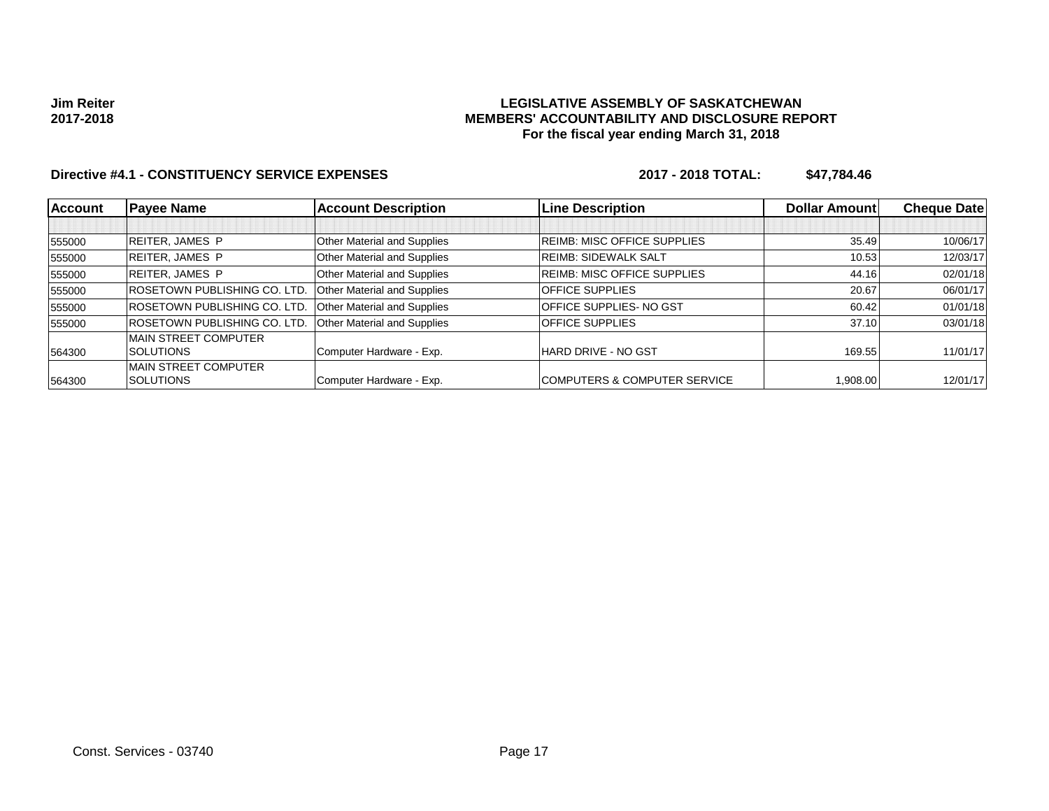Jim Reiter
2017-2018

**LEGISLATIVE ASSEMBLY OF SASKATCHEWAN**
**MEMBERS' ACCOUNTABILITY AND DISCLOSURE REPORT**
**For the fiscal year ending March 31, 2018**

**Directive #4.1 - CONSTITUENCY SERVICE EXPENSES** **2017 - 2018 TOTAL: $47,784.46**

| Account | Payee Name | Account Description | Line Description | Dollar Amount | Cheque Date |
|---|---|---|---|---|---|
| | | | | | |
| 555000 | REITER, JAMES P | Other Material and Supplies | REIMB: MISC OFFICE SUPPLIES | 35.49 | 10/06/17 |
| 555000 | REITER, JAMES P | Other Material and Supplies | REIMB: SIDEWALK SALT | 10.53 | 12/03/17 |
| 555000 | REITER, JAMES P | Other Material and Supplies | REIMB: MISC OFFICE SUPPLIES | 44.16 | 02/01/18 |
| 555000 | ROSETOWN PUBLISHING CO. LTD. | Other Material and Supplies | OFFICE SUPPLIES | 20.67 | 06/01/17 |
| 555000 | ROSETOWN PUBLISHING CO. LTD. | Other Material and Supplies | OFFICE SUPPLIES- NO GST | 60.42 | 01/01/18 |
| 555000 | ROSETOWN PUBLISHING CO. LTD. | Other Material and Supplies | OFFICE SUPPLIES | 37.10 | 03/01/18 |
| 564300 | MAIN STREET COMPUTER SOLUTIONS | Computer Hardware - Exp. | HARD DRIVE - NO GST | 169.55 | 11/01/17 |
| 564300 | MAIN STREET COMPUTER SOLUTIONS | Computer Hardware - Exp. | COMPUTERS & COMPUTER SERVICE | 1,908.00 | 12/01/17 |

Const. Services - 03740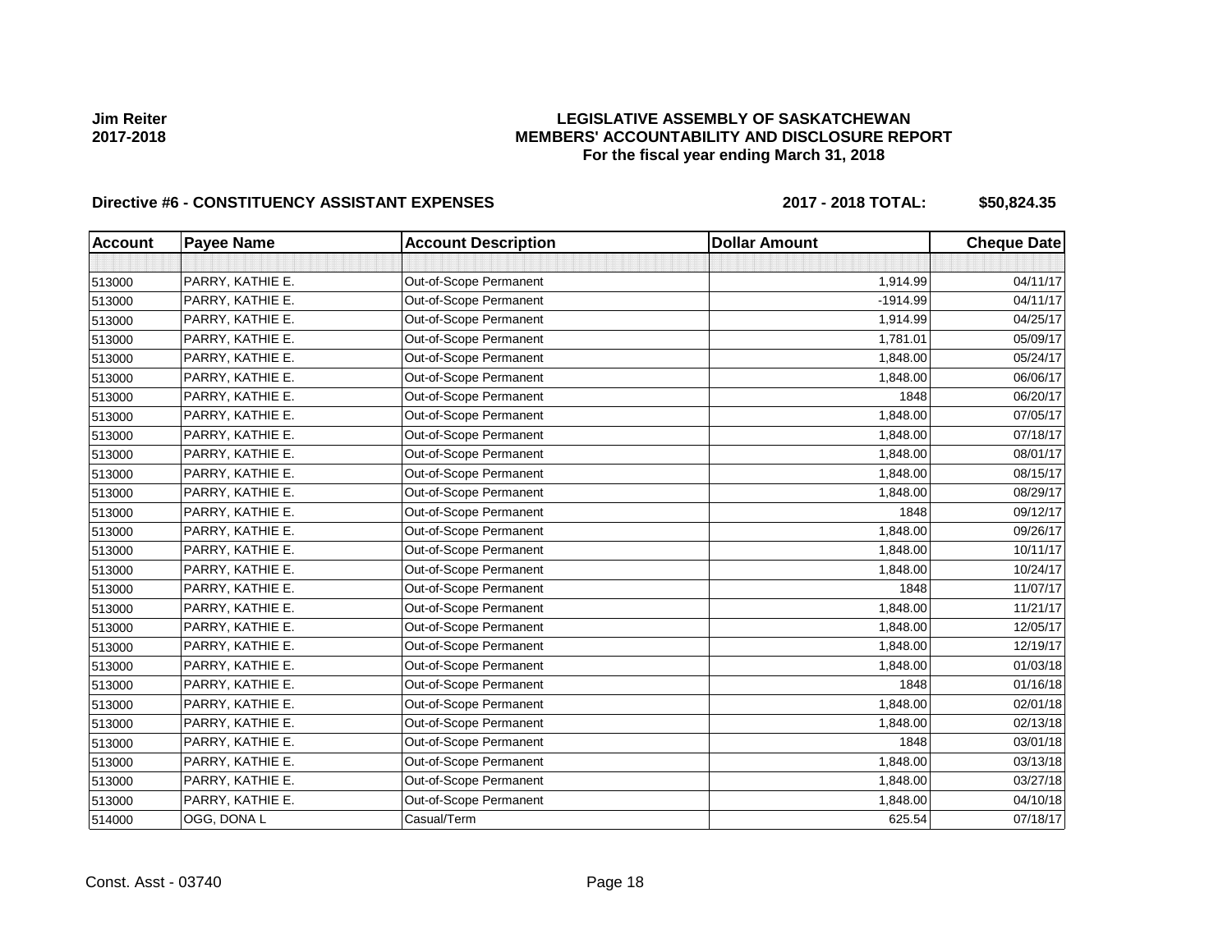**Jim Reiter**
**2017-2018**

# LEGISLATIVE ASSEMBLY OF SASKATCHEWAN
## MEMBERS' ACCOUNTABILITY AND DISCLOSURE REPORT
### For the fiscal year ending March 31, 2018

**Directive #6 - CONSTITUENCY ASSISTANT EXPENSES** **2017 - 2018 TOTAL: $50,824.35**

| Account | Payee Name | Account Description | Dollar Amount | Cheque Date |
|---|---|---|---|---|
| | | | | |
| 513000 | PARRY, KATHIE E. | Out-of-Scope Permanent | 1,914.99 | 04/11/17 |
| 513000 | PARRY, KATHIE E. | Out-of-Scope Permanent | -1914.99 | 04/11/17 |
| 513000 | PARRY, KATHIE E. | Out-of-Scope Permanent | 1,914.99 | 04/25/17 |
| 513000 | PARRY, KATHIE E. | Out-of-Scope Permanent | 1,781.01 | 05/09/17 |
| 513000 | PARRY, KATHIE E. | Out-of-Scope Permanent | 1,848.00 | 05/24/17 |
| 513000 | PARRY, KATHIE E. | Out-of-Scope Permanent | 1,848.00 | 06/06/17 |
| 513000 | PARRY, KATHIE E. | Out-of-Scope Permanent | 1848 | 06/20/17 |
| 513000 | PARRY, KATHIE E. | Out-of-Scope Permanent | 1,848.00 | 07/05/17 |
| 513000 | PARRY, KATHIE E. | Out-of-Scope Permanent | 1,848.00 | 07/18/17 |
| 513000 | PARRY, KATHIE E. | Out-of-Scope Permanent | 1,848.00 | 08/01/17 |
| 513000 | PARRY, KATHIE E. | Out-of-Scope Permanent | 1,848.00 | 08/15/17 |
| 513000 | PARRY, KATHIE E. | Out-of-Scope Permanent | 1,848.00 | 08/29/17 |
| 513000 | PARRY, KATHIE E. | Out-of-Scope Permanent | 1848 | 09/12/17 |
| 513000 | PARRY, KATHIE E. | Out-of-Scope Permanent | 1,848.00 | 09/26/17 |
| 513000 | PARRY, KATHIE E. | Out-of-Scope Permanent | 1,848.00 | 10/11/17 |
| 513000 | PARRY, KATHIE E. | Out-of-Scope Permanent | 1,848.00 | 10/24/17 |
| 513000 | PARRY, KATHIE E. | Out-of-Scope Permanent | 1848 | 11/07/17 |
| 513000 | PARRY, KATHIE E. | Out-of-Scope Permanent | 1,848.00 | 11/21/17 |
| 513000 | PARRY, KATHIE E. | Out-of-Scope Permanent | 1,848.00 | 12/05/17 |
| 513000 | PARRY, KATHIE E. | Out-of-Scope Permanent | 1,848.00 | 12/19/17 |
| 513000 | PARRY, KATHIE E. | Out-of-Scope Permanent | 1,848.00 | 01/03/18 |
| 513000 | PARRY, KATHIE E. | Out-of-Scope Permanent | 1848 | 01/16/18 |
| 513000 | PARRY, KATHIE E. | Out-of-Scope Permanent | 1,848.00 | 02/01/18 |
| 513000 | PARRY, KATHIE E. | Out-of-Scope Permanent | 1,848.00 | 02/13/18 |
| 513000 | PARRY, KATHIE E. | Out-of-Scope Permanent | 1848 | 03/01/18 |
| 513000 | PARRY, KATHIE E. | Out-of-Scope Permanent | 1,848.00 | 03/13/18 |
| 513000 | PARRY, KATHIE E. | Out-of-Scope Permanent | 1,848.00 | 03/27/18 |
| 513000 | PARRY, KATHIE E. | Out-of-Scope Permanent | 1,848.00 | 04/10/18 |
| 514000 | OGG, DONA L | Casual/Term | 625.54 | 07/18/17 |

Const. Asst - 03740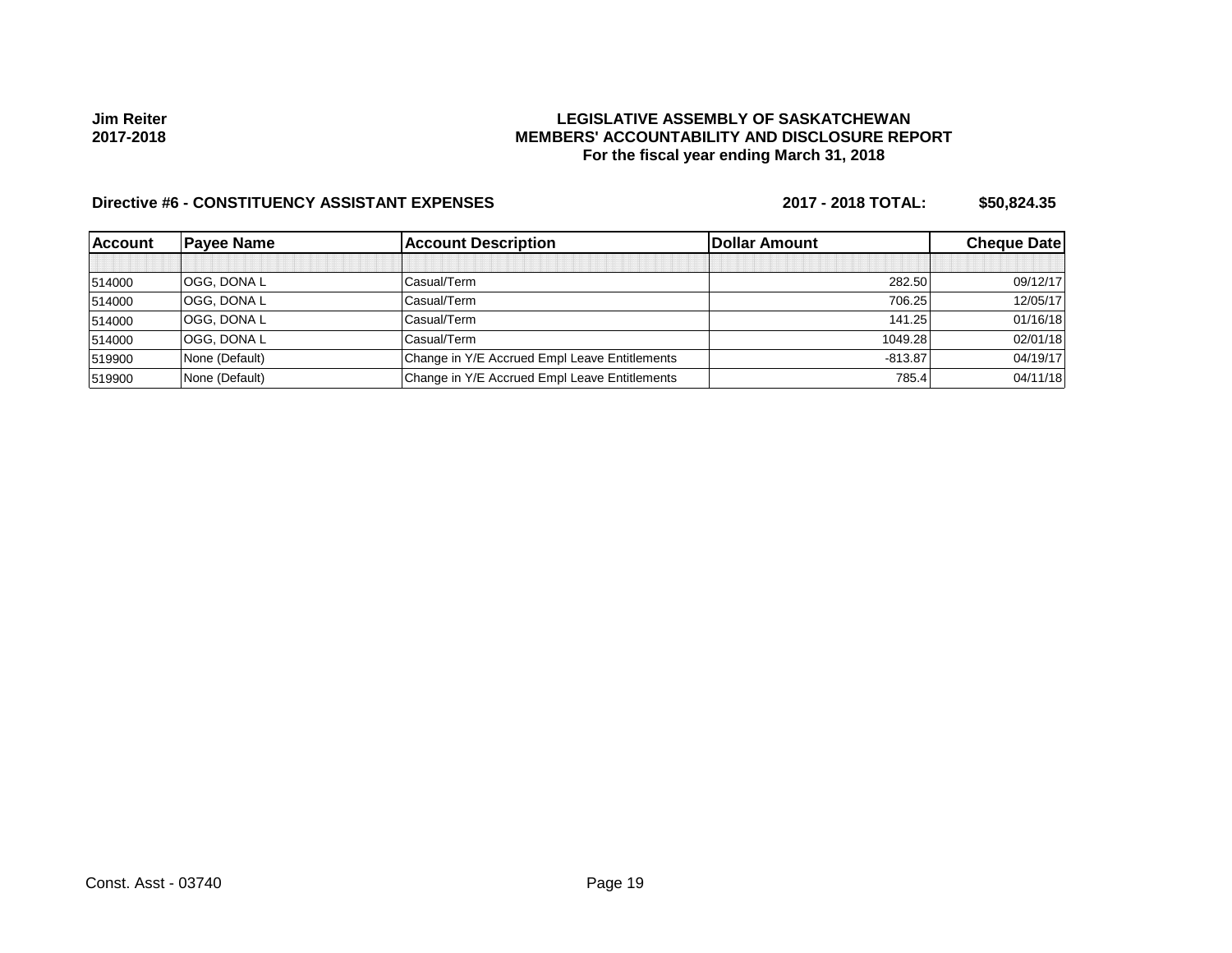**Jim Reiter**
**2017-2018**

# LEGISLATIVE ASSEMBLY OF SASKATCHEWAN
## MEMBERS' ACCOUNTABILITY AND DISCLOSURE REPORT
### For the fiscal year ending March 31, 2018

**Directive #6 - CONSTITUENCY ASSISTANT EXPENSES** **2017 - 2018 TOTAL: $50,824.35**

| Account | Payee Name | Account Description | Dollar Amount | Cheque Date |
|---|---|---|---|---|
| | | | | |
| 514000 | OGG, DONA L | Casual/Term | 282.50 | 09/12/17 |
| 514000 | OGG, DONA L | Casual/Term | 706.25 | 12/05/17 |
| 514000 | OGG, DONA L | Casual/Term | 141.25 | 01/16/18 |
| 514000 | OGG, DONA L | Casual/Term | 1049.28 | 02/01/18 |
| 519900 | None (Default) | Change in Y/E Accrued Empl Leave Entitlements | -813.87 | 04/19/17 |
| 519900 | None (Default) | Change in Y/E Accrued Empl Leave Entitlements | 785.4 | 04/11/18 |

Const. Asst - 03740